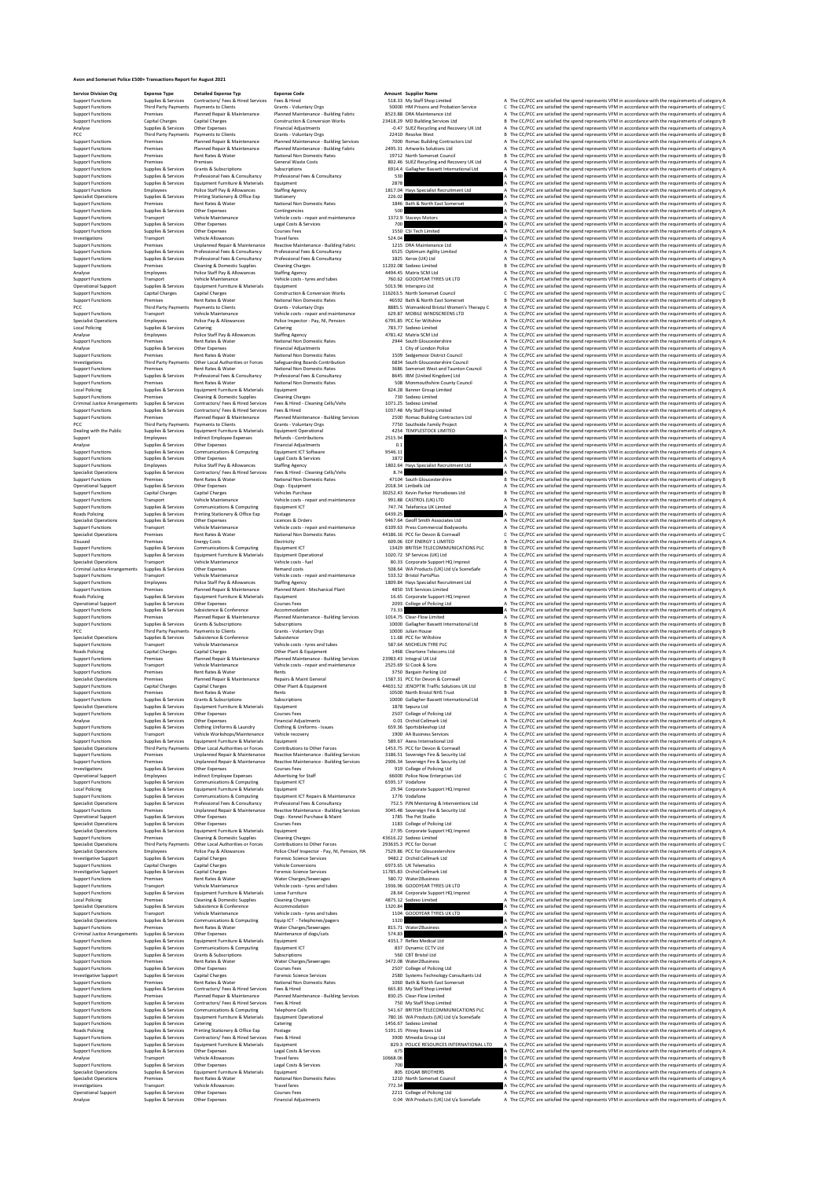**Avon and Somerset Police £500+ Transactions Report for August 2021**

| Service Division Org | Expense Type | Detailed Expense Typ | Expense Code | Amount | Supplier Name | | |
|---|---|---|---|---|---|---|---|
| Support Functions | Supplies & Services | Contractors/ Fees & Hired Services | Fees & Hired | 518.33 | My Staff Shop Limited | A | The CC/PCC are satisfied the spend represents VFM in accordance with the requirements of category A |
| Support Functions | Third Party Payments | Payments to Clients | Grants - Voluntary Orgs | 50000 | HM Prisons and Probation Service | C | The CC/PCC are satisfied the spend represents VFM in accordance with the requirements of category C |
| Support Functions | Premises | Planned Repair & Maintenance | Planned Maintenance - Building Fabric | 8523.88 | DRA Maintenance Ltd | A | The CC/PCC are satisfied the spend represents VFM in accordance with the requirements of category A |
| Support Functions | Capital Charges | Capital Charges | Construction & Conversion Works | 23418.29 | MD Building Services Ltd | B | The CC/PCC are satisfied the spend represents VFM in accordance with the requirements of category B |
| Analyse | Supplies & Services | Other Expenses | Financial Adjustments | -0.47 | SUEZ Recycling and Recovery UK Ltd | A | The CC/PCC are satisfied the spend represents VFM in accordance with the requirements of category A |
| PCC | Third Party Payments | Payments to Clients | Grants - Voluntary Orgs | 22410 | Resolve West | B | The CC/PCC are satisfied the spend represents VFM in accordance with the requirements of category B |
| Support Functions | Premises | Planned Repair & Maintenance | Planned Maintenance - Building Services | 7000 | Romac Building Contractors Ltd | A | The CC/PCC are satisfied the spend represents VFM in accordance with the requirements of category A |
| Support Functions | Premises | Planned Repair & Maintenance | Planned Maintenance - Building Fabric | 2495.31 | Artworks Solutions Ltd | A | The CC/PCC are satisfied the spend represents VFM in accordance with the requirements of category A |
| Support Functions | Premises | Rent Rates & Water | National Non Domestic Rates | 19712 | North Somerset Council | B | The CC/PCC are satisfied the spend represents VFM in accordance with the requirements of category B |
| Support Functions | Premises | Premises | General Waste Costs | 802.46 | SUEZ Recycling and Recovery UK Ltd | A | The CC/PCC are satisfied the spend represents VFM in accordance with the requirements of category A |
| Support Functions | Supplies & Services | Grants & Subscriptions | Subscriptions | 6914.4 | Gallagher Bassett International Ltd | A | The CC/PCC are satisfied the spend represents VFM in accordance with the requirements of category A |
| Support Functions | Supplies & Services | Professional Fees & Consultancy | Professional Fees & Consultancy | 530 | | A | The CC/PCC are satisfied the spend represents VFM in accordance with the requirements of category A |
| Support Functions | Supplies & Services | Equipment Furniture & Materials | Equipment | 2878 | | A | The CC/PCC are satisfied the spend represents VFM in accordance with the requirements of category A |
| Support Functions | Employees | Police Staff Pay & Allowances | Staffing Agency | 1817.04 | Hays Specialist Recruitment Ltd | A | The CC/PCC are satisfied the spend represents VFM in accordance with the requirements of category A |
| Specialist Operations | Supplies & Services | Printing Stationery & Office Exp | Stationery | 226.02 | | A | The CC/PCC are satisfied the spend represents VFM in accordance with the requirements of category A |
| Support Functions | Premises | Rent Rates & Water | National Non Domestic Rates | 1846 | Bath & North East Somerset | A | The CC/PCC are satisfied the spend represents VFM in accordance with the requirements of category A |
| Support Functions | Supplies & Services | Other Expenses | Contingencies | 500 | | A | The CC/PCC are satisfied the spend represents VFM in accordance with the requirements of category A |
| Support Functions | Transport | Vehicle Maintenance | Vehicle costs - repair and maintenance | 1372.9 | Staceys Motors | A | The CC/PCC are satisfied the spend represents VFM in accordance with the requirements of category A |
| Support Functions | Supplies & Services | Other Expenses | Legal Costs & Services | 700 | | A | The CC/PCC are satisfied the spend represents VFM in accordance with the requirements of category A |
| Support Functions | Supplies & Services | Other Expenses | Courses Fees | 1550 | CSI Tech Limited | A | The CC/PCC are satisfied the spend represents VFM in accordance with the requirements of category A |
| Investigations | Transport | Vehicle Allowances | Travel fares | 524.04 | | A | The CC/PCC are satisfied the spend represents VFM in accordance with the requirements of category A |
| Support Functions | Premises | Unplanned Repair & Maintenance | Reactive Maintenance - Building Fabric | 1215 | DRA Maintenance Ltd | A | The CC/PCC are satisfied the spend represents VFM in accordance with the requirements of category A |
| Support Functions | Supplies & Services | Professional Fees & Consultancy | Professional Fees & Consultancy | 6525 | Optimum Agility Limited | A | The CC/PCC are satisfied the spend represents VFM in accordance with the requirements of category A |
| Support Functions | Supplies & Services | Professional Fees & Consultancy | Professional Fees & Consultancy | 1825 | Xerox (UK) Ltd | A | The CC/PCC are satisfied the spend represents VFM in accordance with the requirements of category A |
| Support Functions | Premises | Cleaning & Domestic Supplies | Cleaning Charges | 11202.08 | Sodexo Limited | B | The CC/PCC are satisfied the spend represents VFM in accordance with the requirements of category B |
| Analyse | Employees | Police Staff Pay & Allowances | Staffing Agency | 4494.45 | Matrix SCM Ltd | A | The CC/PCC are satisfied the spend represents VFM in accordance with the requirements of category A |
| Support Functions | Transport | Vehicle Maintenance | Vehicle costs - tyres and tubes | 760.62 | GOODYEAR TYRES UK LTD | A | The CC/PCC are satisfied the spend represents VFM in accordance with the requirements of category A |
| Operational Support | Supplies & Services | Equipment Furniture & Materials | Equipment | 5013.96 | Interspiro Ltd | A | The CC/PCC are satisfied the spend represents VFM in accordance with the requirements of category A |
| Support Functions | Capital Charges | Capital Charges | Construction & Conversion Works | 116263.5 | North Somerset Council | C | The CC/PCC are satisfied the spend represents VFM in accordance with the requirements of category C |
| Support Functions | Premises | Rent Rates & Water | National Non Domestic Rates | 46592 | Bath & North East Somerset | B | The CC/PCC are satisfied the spend represents VFM in accordance with the requirements of category B |
| PCC | Third Party Payments | Payments to Clients | Grants - Voluntary Orgs | 8885.5 | Womankind Bristol Women's Therapy C | A | The CC/PCC are satisfied the spend represents VFM in accordance with the requirements of category A |
| Support Functions | Transport | Vehicle Maintenance | Vehicle costs - repair and maintenance | 629.87 | MOBILE WINDSCREENS LTD | A | The CC/PCC are satisfied the spend represents VFM in accordance with the requirements of category A |
| Specialist Operations | Employees | Police Pay & Allowances | Police Inspector - Pay, NI, Pension | 6795.85 | PCC for Wiltshire | A | The CC/PCC are satisfied the spend represents VFM in accordance with the requirements of category A |
| Local Policing | Supplies & Services | Catering | Catering | 783.77 | Sodexo Limited | A | The CC/PCC are satisfied the spend represents VFM in accordance with the requirements of category A |
| Analyse | Employees | Police Staff Pay & Allowances | Staffing Agency | 4781.42 | Matrix SCM Ltd | A | The CC/PCC are satisfied the spend represents VFM in accordance with the requirements of category A |
| Support Functions | Premises | Rent Rates & Water | National Non Domestic Rates | 2944 | South Gloucestershire | A | The CC/PCC are satisfied the spend represents VFM in accordance with the requirements of category A |
| Analyse | Supplies & Services | Other Expenses | Financial Adjustments | 1 | City of London Police | A | The CC/PCC are satisfied the spend represents VFM in accordance with the requirements of category A |
| Support Functions | Premises | Rent Rates & Water | National Non Domestic Rates | 1509 | Sedgemoor District Council | A | The CC/PCC are satisfied the spend represents VFM in accordance with the requirements of category A |
| Investigations | Third Party Payments | Other Local Authorities or Forces | Safeguarding Boards Contribution | 6834 | South Gloucestershire Council | A | The CC/PCC are satisfied the spend represents VFM in accordance with the requirements of category A |
| Support Functions | Premises | Rent Rates & Water | National Non Domestic Rates | 3686 | Somerset West and Taunton Council | A | The CC/PCC are satisfied the spend represents VFM in accordance with the requirements of category A |
| Support Functions | Supplies & Services | Professional Fees & Consultancy | Professional Fees & Consultancy | 8645 | IBM (United Kingdom) Ltd | A | The CC/PCC are satisfied the spend represents VFM in accordance with the requirements of category A |
| Support Functions | Premises | Rent Rates & Water | National Non Domestic Rates | 508 | Monmouthshire County Council | A | The CC/PCC are satisfied the spend represents VFM in accordance with the requirements of category A |
| Local Policing | Supplies & Services | Equipment Furniture & Materials | Equipment | 824.28 | Banner Group Limited | A | The CC/PCC are satisfied the spend represents VFM in accordance with the requirements of category A |
| Support Functions | Premises | Cleaning & Domestic Supplies | Cleaning Charges | 730 | Sodexo Limited | A | The CC/PCC are satisfied the spend represents VFM in accordance with the requirements of category A |
| Criminal Justice Arrangements | Supplies & Services | Contractors/ Fees & Hired Services | Fees & Hired - Cleaning Cells/Vehs | 1071.25 | Sodexo Limited | A | The CC/PCC are satisfied the spend represents VFM in accordance with the requirements of category A |
| Support Functions | Supplies & Services | Contractors/ Fees & Hired Services | Fees & Hired | 1057.48 | My Staff Shop Limited | A | The CC/PCC are satisfied the spend represents VFM in accordance with the requirements of category A |
| Support Functions | Premises | Planned Repair & Maintenance | Planned Maintenance - Building Services | 2500 | Romac Building Contractors Ltd | A | The CC/PCC are satisfied the spend represents VFM in accordance with the requirements of category A |
| PCC | Third Party Payments | Payments to Clients | Grants - Voluntary Orgs | 7750 | Southside Family Project | A | The CC/PCC are satisfied the spend represents VFM in accordance with the requirements of category A |
| Dealing with the Public | Supplies & Services | Equipment Furniture & Materials | Equipment Operational | 4254 | TEMPLESTOCK LIMITED | A | The CC/PCC are satisfied the spend represents VFM in accordance with the requirements of category A |
| Support | Employees | Indirect Employee Expenses | Refunds - Contributions | 2515.94 | | A | The CC/PCC are satisfied the spend represents VFM in accordance with the requirements of category A |
| Analyse | Supplies & Services | Other Expenses | Financial Adjustments | 0.1 | | A | The CC/PCC are satisfied the spend represents VFM in accordance with the requirements of category A |
| Support Functions | Supplies & Services | Communications & Computing | Equipment ICT Software | 9546.11 | | A | The CC/PCC are satisfied the spend represents VFM in accordance with the requirements of category A |
| Support Functions | Supplies & Services | Other Expenses | Legal Costs & Services | 1872 | | A | The CC/PCC are satisfied the spend represents VFM in accordance with the requirements of category A |
| Support Functions | Employees | Police Staff Pay & Allowances | Staffing Agency | 1802.64 | Hays Specialist Recruitment Ltd | A | The CC/PCC are satisfied the spend represents VFM in accordance with the requirements of category A |
| Specialist Operations | Supplies & Services | Contractors/ Fees & Hired Services | Fees & Hired - Cleaning Cells/Vehs | 8.74 | | A | The CC/PCC are satisfied the spend represents VFM in accordance with the requirements of category A |
| Support Functions | Premises | Rent Rates & Water | National Non Domestic Rates | 47104 | South Gloucestershire | B | The CC/PCC are satisfied the spend represents VFM in accordance with the requirements of category B |
| Operational Support | Supplies & Services | Other Expenses | Dogs - Equipment | 2018.34 | Linbells Ltd | A | The CC/PCC are satisfied the spend represents VFM in accordance with the requirements of category A |
| Support Functions | Capital Charges | Capital Charges | Vehicles Purchase | 30252.43 | Kevin Parker Horseboxes Ltd | B | The CC/PCC are satisfied the spend represents VFM in accordance with the requirements of category B |
| Support Functions | Transport | Vehicle Maintenance | Vehicle costs - repair and maintenance | 991.88 | CASTROL (UK) LTD | A | The CC/PCC are satisfied the spend represents VFM in accordance with the requirements of category A |
| Support Functions | Supplies & Services | Communications & Computing | Equipment ICT | 747.74 | Telefonica UK Limited | A | The CC/PCC are satisfied the spend represents VFM in accordance with the requirements of category A |
| Roads Policing | Supplies & Services | Printing Stationery & Office Exp | Postage | 6439.25 | | A | The CC/PCC are satisfied the spend represents VFM in accordance with the requirements of category A |
| Specialist Operations | Supplies & Services | Other Expenses | Licences & Orders | 9467.64 | Geoff Smith Associates Ltd | A | The CC/PCC are satisfied the spend represents VFM in accordance with the requirements of category A |
| Support Functions | Transport | Vehicle Maintenance | Vehicle costs - repair and maintenance | 6109.63 | Press Commercial Bodyworks | A | The CC/PCC are satisfied the spend represents VFM in accordance with the requirements of category A |
| Specialist Operations | Premises | Rent Rates & Water | National Non Domestic Rates | 44186.16 | PCC for Devon & Cornwall | C | The CC/PCC are satisfied the spend represents VFM in accordance with the requirements of category C |
| Disused | Premises | Energy Costs | Electricity | 609.06 | EDF ENERGY 1 LIMITED | A | The CC/PCC are satisfied the spend represents VFM in accordance with the requirements of category A |
| Support Functions | Supplies & Services | Communications & Computing | Equipment ICT | 13429 | BRITISH TELECOMMUNICATIONS PLC | B | The CC/PCC are satisfied the spend represents VFM in accordance with the requirements of category B |
| Support Functions | Supplies & Services | Equipment Furniture & Materials | Equipment Operational | 1020.72 | SP Services (UK) Ltd | A | The CC/PCC are satisfied the spend represents VFM in accordance with the requirements of category A |
| Specialist Operations | Transport | Vehicle Maintenance | Vehicle costs - fuel | 80.33 | Corporate Support HQ Imprest | A | The CC/PCC are satisfied the spend represents VFM in accordance with the requirements of category A |
| Criminal Justice Arrangements | Supplies & Services | Other Expenses | Remand costs | 508.64 | WA Products (UK) Ltd t/a SceneSafe | A | The CC/PCC are satisfied the spend represents VFM in accordance with the requirements of category A |
| Support Functions | Transport | Vehicle Maintenance | Vehicle costs - repair and maintenance | 533.52 | Bristol PartsPlus | A | The CC/PCC are satisfied the spend represents VFM in accordance with the requirements of category A |
| Support Functions | Employees | Police Staff Pay & Allowances | Staffing Agency | 1809.84 | Hays Specialist Recruitment Ltd | A | The CC/PCC are satisfied the spend represents VFM in accordance with the requirements of category A |
| Support Functions | Premises | Planned Repair & Maintenance | Planned Maint - Mechanical Plant | 4850 | SVE Services Limited | A | The CC/PCC are satisfied the spend represents VFM in accordance with the requirements of category A |
| Roads Policing | Supplies & Services | Equipment Furniture & Materials | Equipment | 16.65 | Corporate Support HQ Imprest | A | The CC/PCC are satisfied the spend represents VFM in accordance with the requirements of category A |
| Operational Support | Supplies & Services | Other Expenses | Courses Fees | 2093 | College of Policing Ltd | A | The CC/PCC are satisfied the spend represents VFM in accordance with the requirements of category A |
| Support Functions | Supplies & Services | Subsistence & Conference | Accommodation | 73.33 | | A | The CC/PCC are satisfied the spend represents VFM in accordance with the requirements of category A |
| Support Functions | Premises | Planned Repair & Maintenance | Planned Maintenance - Building Services | 1014.75 | Clear-Flow Limited | A | The CC/PCC are satisfied the spend represents VFM in accordance with the requirements of category A |
| Support Functions | Supplies & Services | Grants & Subscriptions | Subscriptions | 10000 | Gallagher Bassett International Ltd | B | The CC/PCC are satisfied the spend represents VFM in accordance with the requirements of category B |
| PCC | Third Party Payments | Payments to Clients | Grants - Voluntary Orgs | 10000 | Julian House | B | The CC/PCC are satisfied the spend represents VFM in accordance with the requirements of category B |
| Specialist Operations | Supplies & Services | Subsistence & Conference | Subsistence | 11.68 | PCC for Wiltshire | A | The CC/PCC are satisfied the spend represents VFM in accordance with the requirements of category A |
| Support Functions | Transport | Vehicle Maintenance | Vehicle costs - tyres and tubes | 587.64 | MICHELIN TYRE PLC | A | The CC/PCC are satisfied the spend represents VFM in accordance with the requirements of category A |
| Roads Policing | Capital Charges | Capital Charges | Other Plant & Equipment | 1468 | Cleartone Telecoms Ltd | A | The CC/PCC are satisfied the spend represents VFM in accordance with the requirements of category A |
| Support Functions | Premises | Planned Repair & Maintenance | Planned Maintenance - Building Services | 23983.43 | Integral UK Ltd | B | The CC/PCC are satisfied the spend represents VFM in accordance with the requirements of category B |
| Support Functions | Transport | Vehicle Maintenance | Vehicle costs - repair and maintenance | 2525.69 | SJ Cook & Sons | A | The CC/PCC are satisfied the spend represents VFM in accordance with the requirements of category A |
| Support Functions | Premises | Rent Rates & Water | Rents | 3750 | Bargain Parking Ltd | A | The CC/PCC are satisfied the spend represents VFM in accordance with the requirements of category A |
| Specialist Operations | Premises | Planned Repair & Maintenance | Repairs & Maint General | 1587.31 | PCC for Devon & Cornwall | C | The CC/PCC are satisfied the spend represents VFM in accordance with the requirements of category C |
| Support Functions | Capital Charges | Capital Charges | Other Plant & Equipment | 44631.52 | JENOPTIK Traffic Solutions UK Ltd | B | The CC/PCC are satisfied the spend represents VFM in accordance with the requirements of category B |
| Support Functions | Premises | Rent Rates & Water | Rents | 10500 | North Bristol NHS Trust | B | The CC/PCC are satisfied the spend represents VFM in accordance with the requirements of category B |
| Support Functions | Supplies & Services | Grants & Subscriptions | Subscriptions | 10000 | Gallagher Bassett International Ltd | B | The CC/PCC are satisfied the spend represents VFM in accordance with the requirements of category B |
| Specialist Operations | Supplies & Services | Equipment Furniture & Materials | Equipment | 1878 | Sepura Ltd | A | The CC/PCC are satisfied the spend represents VFM in accordance with the requirements of category A |
| Support Functions | Supplies & Services | Other Expenses | Courses Fees | 2507 | College of Policing Ltd | A | The CC/PCC are satisfied the spend represents VFM in accordance with the requirements of category A |
| Analyse | Supplies & Services | Other Expenses | Financial Adjustments | 0.01 | Orchid Cellmark Ltd | A | The CC/PCC are satisfied the spend represents VFM in accordance with the requirements of category A |
| Support Functions | Supplies & Services | Clothing Uniforms & Laundry | Clothing & Uniforms - Issues | 659.36 | Sportsbikeshop Ltd | A | The CC/PCC are satisfied the spend represents VFM in accordance with the requirements of category A |
| Support Functions | Transport | Vehicle Workshops/Maintenance | Vehicle recovery | 1900 | AA Business Services | A | The CC/PCC are satisfied the spend represents VFM in accordance with the requirements of category A |
| Support Functions | Supplies & Services | Equipment Furniture & Materials | Equipment | 589.67 | Axess International Ltd | A | The CC/PCC are satisfied the spend represents VFM in accordance with the requirements of category A |
| Specialist Operations | Third Party Payments | Other Local Authorities or Forces | Contributions to Other Forces | 1453.75 | PCC for Devon & Cornwall | A | The CC/PCC are satisfied the spend represents VFM in accordance with the requirements of category A |
| Support Functions | Premises | Unplanned Repair & Maintenance | Reactive Maintenance - Building Services | 3186.51 | Sovereign Fire & Security Ltd | A | The CC/PCC are satisfied the spend represents VFM in accordance with the requirements of category A |
| Support Functions | Premises | Unplanned Repair & Maintenance | Reactive Maintenance - Building Services | 2906.34 | Sovereign Fire & Security Ltd | A | The CC/PCC are satisfied the spend represents VFM in accordance with the requirements of category A |
| Investigations | Supplies & Services | Other Expenses | Courses Fees | 919 | College of Policing Ltd | A | The CC/PCC are satisfied the spend represents VFM in accordance with the requirements of category A |
| Operational Support | Employees | Indirect Employee Expenses | Advertising for Staff | 66000 | Police Now Enterprises Ltd | C | The CC/PCC are satisfied the spend represents VFM in accordance with the requirements of category C |
| Support Functions | Supplies & Services | Communications & Computing | Equipment ICT | 6595.17 | Vodafone | A | The CC/PCC are satisfied the spend represents VFM in accordance with the requirements of category A |
| Local Policing | Supplies & Services | Equipment Furniture & Materials | Equipment | 29.94 | Corporate Support HQ Imprest | A | The CC/PCC are satisfied the spend represents VFM in accordance with the requirements of category A |
| Support Functions | Supplies & Services | Communications & Computing | Equipment ICT Repairs & Maintenance | 1776 | Vodafone | A | The CC/PCC are satisfied the spend represents VFM in accordance with the requirements of category A |
| Specialist Operations | Supplies & Services | Professional Fees & Consultancy | Professional Fees & Consultancy | 752.5 | PJN Mentoring & Interventions Ltd | A | The CC/PCC are satisfied the spend represents VFM in accordance with the requirements of category A |
| Support Functions | Premises | Unplanned Repair & Maintenance | Reactive Maintenance - Building Services | 3045.48 | Sovereign Fire & Security Ltd | A | The CC/PCC are satisfied the spend represents VFM in accordance with the requirements of category A |
| Operational Support | Supplies & Services | Other Expenses | Dogs - Kennel Purchase & Maint | 1785 | The Pet Studio | A | The CC/PCC are satisfied the spend represents VFM in accordance with the requirements of category A |
| Specialist Operations | Supplies & Services | Other Expenses | Courses Fees | 1183 | College of Policing Ltd | A | The CC/PCC are satisfied the spend represents VFM in accordance with the requirements of category A |
| Specialist Operations | Supplies & Services | Equipment Furniture & Materials | Equipment | 27.95 | Corporate Support HQ Imprest | A | The CC/PCC are satisfied the spend represents VFM in accordance with the requirements of category A |
| Support Functions | Premises | Cleaning & Domestic Supplies | Cleaning Charges | 43616.22 | Sodexo Limited | B | The CC/PCC are satisfied the spend represents VFM in accordance with the requirements of category B |
| Specialist Operations | Third Party Payments | Other Local Authorities or Forces | Contributions to Other Forces | 293635 | PCC for Dorset | C | The CC/PCC are satisfied the spend represents VFM in accordance with the requirements of category C |
| Specialist Operations | Employees | Police Pay & Allowances | Police Chief Inspector - Pay, NI, Pension, HA | 7529.86 | PCC for Gloucestershire | A | The CC/PCC are satisfied the spend represents VFM in accordance with the requirements of category A |
| Investigative Support | Supplies & Services | Capital Charges | Forensic Science Services | 9482.2 | Orchid Cellmark Ltd | A | The CC/PCC are satisfied the spend represents VFM in accordance with the requirements of category A |
| Support Functions | Capital Charges | Capital Charges | Vehicle Conversions | 6973.65 | UK Telematics | A | The CC/PCC are satisfied the spend represents VFM in accordance with the requirements of category A |
| Investigative Support | Supplies & Services | Capital Charges | Forensic Science Services | 11785.83 | Orchid Cellmark Ltd | B | The CC/PCC are satisfied the spend represents VFM in accordance with the requirements of category B |
| Support Functions | Premises | Rent Rates & Water | Water Charges/Sewerages | 580.72 | Water2Business | A | The CC/PCC are satisfied the spend represents VFM in accordance with the requirements of category A |
| Support Functions | Transport | Vehicle Maintenance | Vehicle costs - tyres and tubes | 1936.96 | GOODYEAR TYRES UK LTD | A | The CC/PCC are satisfied the spend represents VFM in accordance with the requirements of category A |
| Support Functions | Supplies & Services | Equipment Furniture & Materials | Loose Furniture | 28.64 | Corporate Support HQ Imprest | A | The CC/PCC are satisfied the spend represents VFM in accordance with the requirements of category A |
| Local Policing | Premises | Cleaning & Domestic Supplies | Cleaning Charges | 4875.12 | Sodexo Limited | A | The CC/PCC are satisfied the spend represents VFM in accordance with the requirements of category A |
| Specialist Operations | Supplies & Services | Subsistence & Conference | Accommodation | 1320.84 | | A | The CC/PCC are satisfied the spend represents VFM in accordance with the requirements of category A |
| Support Functions | Transport | Vehicle Maintenance | Vehicle costs - tyres and tubes | 1104 | GOODYEAR TYRES UK LTD | A | The CC/PCC are satisfied the spend represents VFM in accordance with the requirements of category A |
| Specialist Operations | Supplies & Services | Communications & Computing | Equip ICT - Telephones/pagers | 1320 | | A | The CC/PCC are satisfied the spend represents VFM in accordance with the requirements of category A |
| Support Functions | Premises | Rent Rates & Water | Water Charges/Sewerages | 815.71 | Water2Business | A | The CC/PCC are satisfied the spend represents VFM in accordance with the requirements of category A |
| Criminal Justice Arrangements | Supplies & Services | Other Expenses | Maintenance of dogs/cats | 574.85 | | A | The CC/PCC are satisfied the spend represents VFM in accordance with the requirements of category A |
| Support Functions | Supplies & Services | Equipment Furniture & Materials | Equipment | 4351.7 | Reflex Medical Ltd | A | The CC/PCC are satisfied the spend represents VFM in accordance with the requirements of category A |
| Support Functions | Supplies & Services | Communications & Computing | Equipment ICT | 837 | Dynamic CCTV Ltd | A | The CC/PCC are satisfied the spend represents VFM in accordance with the requirements of category A |
| Support Functions | Supplies & Services | Grants & Subscriptions | Subscriptions | 560 | CBT Bristol Ltd | A | The CC/PCC are satisfied the spend represents VFM in accordance with the requirements of category A |
| Support Functions | Premises | Rent Rates & Water | Water Charges/Sewerages | 3472.08 | Water2Business | A | The CC/PCC are satisfied the spend represents VFM in accordance with the requirements of category A |
| Support Functions | Supplies & Services | Other Expenses | Courses Fees | 2507 | College of Policing Ltd | A | The CC/PCC are satisfied the spend represents VFM in accordance with the requirements of category A |
| Investigative Support | Supplies & Services | Capital Charges | Forensic Science Services | 2580 | Systems Technology Consultants Ltd | A | The CC/PCC are satisfied the spend represents VFM in accordance with the requirements of category A |
| Support Functions | Premises | Rent Rates & Water | National Non Domestic Rates | 1060 | Bath & North East Somerset | A | The CC/PCC are satisfied the spend represents VFM in accordance with the requirements of category A |
| Support Functions | Supplies & Services | Contractors/ Fees & Hired Services | Fees & Hired | 865.83 | My Staff Shop Limited | A | The CC/PCC are satisfied the spend represents VFM in accordance with the requirements of category A |
| Support Functions | Premises | Planned Repair & Maintenance | Planned Maintenance - Building Services | 830.25 | Clear-Flow Limited | A | The CC/PCC are satisfied the spend represents VFM in accordance with the requirements of category A |
| Support Functions | Supplies & Services | Contractors/ Fees & Hired Services | Fees & Hired | 750 | My Staff Shop Limited | A | The CC/PCC are satisfied the spend represents VFM in accordance with the requirements of category A |
| Support Functions | Supplies & Services | Communications & Computing | Telephone Calls | 541.67 | BRITISH TELECOMMUNICATIONS PLC | A | The CC/PCC are satisfied the spend represents VFM in accordance with the requirements of category A |
| Support Functions | Supplies & Services | Equipment Furniture & Materials | Equipment Operational | 780.16 | WA Products (UK) Ltd t/a SceneSafe | A | The CC/PCC are satisfied the spend represents VFM in accordance with the requirements of category A |
| Support Functions | Supplies & Services | Catering | Catering | 1456.67 | Sodexo Limited | A | The CC/PCC are satisfied the spend represents VFM in accordance with the requirements of category A |
| Roads Policing | Supplies & Services | Printing Stationery & Office Exp | Postage | 5191.15 | Pitney Bowes Ltd | A | The CC/PCC are satisfied the spend represents VFM in accordance with the requirements of category A |
| Support Functions | Supplies & Services | Contractors/ Fees & Hired Services | Fees & Hired | 3900 | Mmedia Group Ltd | A | The CC/PCC are satisfied the spend represents VFM in accordance with the requirements of category A |
| Support Functions | Supplies & Services | Equipment Furniture & Materials | Equipment | 829.3 | POLICE RESOURCES INTERNATIONAL LTD | A | The CC/PCC are satisfied the spend represents VFM in accordance with the requirements of category A |
| Support Functions | Supplies & Services | Other Expenses | Legal Costs & Services | 675 | | A | The CC/PCC are satisfied the spend represents VFM in accordance with the requirements of category A |
| Analyse | Transport | Vehicle Allowances | Travel fares | 10668.06 | | B | The CC/PCC are satisfied the spend represents VFM in accordance with the requirements of category B |
| Support Functions | Supplies & Services | Other Expenses | Legal Costs & Services | 700 | | A | The CC/PCC are satisfied the spend represents VFM in accordance with the requirements of category A |
| Specialist Operations | Supplies & Services | Equipment Furniture & Materials | Equipment | 805 | EDGAR BROTHERS | A | The CC/PCC are satisfied the spend represents VFM in accordance with the requirements of category A |
| Specialist Operations | Premises | Rent Rates & Water | National Non Domestic Rates | 1210 | North Somerset Council | A | The CC/PCC are satisfied the spend represents VFM in accordance with the requirements of category A |
| Investigations | Transport | Vehicle Allowances | Travel fares | 772.34 | | A | The CC/PCC are satisfied the spend represents VFM in accordance with the requirements of category A |
| Operational Support | Supplies & Services | Other Expenses | Courses Fees | 2211 | College of Policing Ltd | A | The CC/PCC are satisfied the spend represents VFM in accordance with the requirements of category A |
| Analyse | Supplies & Services | Other Expenses | Financial Adjustments | 0.04 | WA Products (UK) Ltd t/a SceneSafe | A | The CC/PCC are satisfied the spend represents VFM in accordance with the requirements of category A |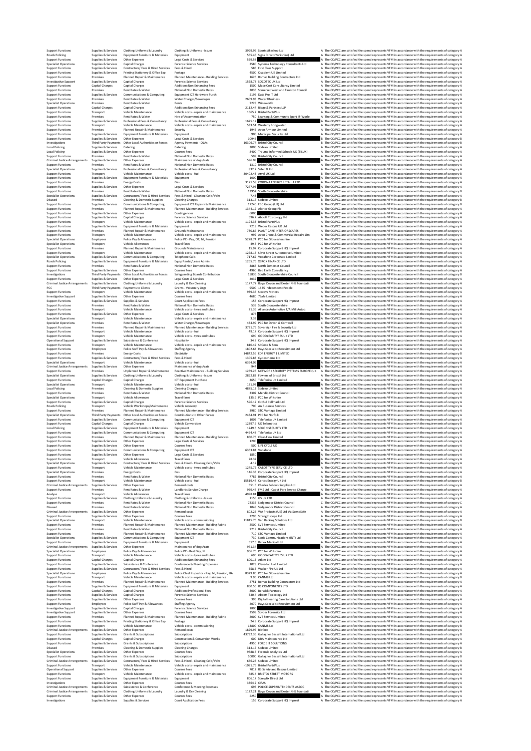| Support Functions | Supplies & Services | Clothing Uniforms & Laundry | Clothing & Uniforms - Issues | 3999.96 | Sportsbikeshop Ltd | A | The CC/PCC are satisfied the spend represents VFM in accordance with the requirements of category A |
|---|---|---|---|---|---|---|---|
| Roads Policing | Supplies & Services | Equipment Furniture & Materials | Equipment | 555.45 | Signs Direct (Yorkshire) Ltd | A | The CC/PCC are satisfied the spend represents VFM in accordance with the requirements of category A |
| Support Functions | Supplies & Services | Other Expenses | Legal Costs & Services | 529.58 | | A | The CC/PCC are satisfied the spend represents VFM in accordance with the requirements of category A |
| Specialist Operations | Supplies & Services | Capital Charges | Forensic Science Services | 2580 | Systems Technology Consultants Ltd | A | The CC/PCC are satisfied the spend represents VFM in accordance with the requirements of category A |
| Support Functions | Supplies & Services | Contractors/ Fees & Hired Services | Fees & Hired | 585 | First Class Support | A | The CC/PCC are satisfied the spend represents VFM in accordance with the requirements of category A |
| Support Functions | Supplies & Services | Printing Stationery & Office Exp | Postage | 4500 | Quadient UK Limited | A | The CC/PCC are satisfied the spend represents VFM in accordance with the requirements of category A |
| Support Functions | Premises | Planned Repair & Maintenance | Planned Maintenance - Building Services | 1626 | Romac Building Contractors Ltd | A | The CC/PCC are satisfied the spend represents VFM in accordance with the requirements of category A |
| Investigative Support | Supplies & Services | Capital Charges | Forensic Science Services | 1528.78 | SOCOTEC UK Ltd | A | The CC/PCC are satisfied the spend represents VFM in accordance with the requirements of category A |
| Support Functions | Capital Charges | Capital Charges | Additions:Non Enhancing Fees | 1500 | Mace Cost Consultancy Limited | A | The CC/PCC are satisfied the spend represents VFM in accordance with the requirements of category A |
| Support Functions | Premises | Rent Rates & Water | National Non Domestic Rates | 2035 | Somerset West and Taunton Council | A | The CC/PCC are satisfied the spend represents VFM in accordance with the requirements of category A |
| Support Functions | Supplies & Services | Communications & Computing | Equipment ICT Hardware Purch | 5196 | Data Pro IT Ltd | A | The CC/PCC are satisfied the spend represents VFM in accordance with the requirements of category A |
| Support Functions | Premises | Rent Rates & Water | Water Charges/Sewerages | 2609.93 | Water2Business | A | The CC/PCC are satisfied the spend represents VFM in accordance with the requirements of category A |
| Specialist Operations | Premises | Rent Rates & Water | Rents | 7228 | Winkworth | A | The CC/PCC are satisfied the spend represents VFM in accordance with the requirements of category A |
| Support Functions | Capital Charges | Capital Charges | Additions:Non Enhancing Fees | 2112.44 | Ridge & Partners LLP | A | The CC/PCC are satisfied the spend represents VFM in accordance with the requirements of category A |
| Support Functions | Transport | Vehicle Maintenance | Vehicle costs - repair and maintenance | 1565.2 | Bristol PartsPlus | A | The CC/PCC are satisfied the spend represents VFM in accordance with the requirements of category A |
| Support Functions | Premises | Rent Rates & Water | Hire of Accommodation | 750 | Learning & Community Sport @ Worle | A | The CC/PCC are satisfied the spend represents VFM in accordance with the requirements of category A |
| Support Functions | Supplies & Services | Professional Fees & Consultancy | Professional Fees & Consultancy | 1625.12 | | A | The CC/PCC are satisfied the spend represents VFM in accordance with the requirements of category A |
| Support Functions | Transport | Vehicle Maintenance | Vehicle costs - repair and maintenance | 533.51 | Westerly Bridgwater | A | The CC/PCC are satisfied the spend represents VFM in accordance with the requirements of category A |
| Support Functions | Premises | Planned Repair & Maintenance | Security | 1945 | Avon Armour Limited | A | The CC/PCC are satisfied the spend represents VFM in accordance with the requirements of category A |
| Support Functions | Supplies & Services | Equipment Furniture & Materials | Equipment | 900 | Municipal Security Ltd | A | The CC/PCC are satisfied the spend represents VFM in accordance with the requirements of category A |
| Support Functions | Supplies & Services | Other Expenses | Legal Costs & Services | 10946 | | B | The CC/PCC are satisfied the spend represents VFM in accordance with the requirements of category B |
| Investigations | Third Party Payments | Other Local Authorities or Forces | Agency Payments - OLAs | 16306.74 | Bristol City Council | B | The CC/PCC are satisfied the spend represents VFM in accordance with the requirements of category B |
| Local Policing | Supplies & Services | Catering | Catering | 3000 | Sodexo Limited | A | The CC/PCC are satisfied the spend represents VFM in accordance with the requirements of category A |
| Local Policing | Supplies & Services | Other Expenses | Courses Fees | 8400 | Trauma Informed Schools UK (TISUK) | A | The CC/PCC are satisfied the spend represents VFM in accordance with the requirements of category A |
| Support Functions | Premises | Rent Rates & Water | National Non Domestic Rates | 599 | Bristol City Council | A | The CC/PCC are satisfied the spend represents VFM in accordance with the requirements of category A |
| Criminal Justice Arrangements | Supplies & Services | Other Expenses | Maintenance of dogs/cats | 596.08 | | A | The CC/PCC are satisfied the spend represents VFM in accordance with the requirements of category A |
| Support Functions | Premises | Rent Rates & Water | National Non Domestic Rates | 1310 | Bristol City Council | A | The CC/PCC are satisfied the spend represents VFM in accordance with the requirements of category A |
| Specialist Operations | Supplies & Services | Professional Fees & Consultancy | Professional Fees & Consultancy | 832.7 | SaferSt Ltd | A | The CC/PCC are satisfied the spend represents VFM in accordance with the requirements of category A |
| Support Functions | Transport | Vehicle Maintenance | Vehicle costs - fuel | 30402.43 | Arval UK Ltd | B | The CC/PCC are satisfied the spend represents VFM in accordance with the requirements of category B |
| Support Functions | Supplies & Services | Equipment Furniture & Materials | Equipment | 1000 | | A | The CC/PCC are satisfied the spend represents VFM in accordance with the requirements of category A |
| Support Functions | Premises | Energy Costs | Gas | 3171.58 | CORONA ENERGY RETAIL 4 LTD | A | The CC/PCC are satisfied the spend represents VFM in accordance with the requirements of category A |
| Support Functions | Supplies & Services | Other Expenses | Legal Costs & Services | 7277.95 | | A | The CC/PCC are satisfied the spend represents VFM in accordance with the requirements of category A |
| Support Functions | Premises | Rent Rates & Water | National Non Domestic Rates | 13952 | South Gloucestershire | B | The CC/PCC are satisfied the spend represents VFM in accordance with the requirements of category B |
| Specialist Operations | Supplies & Services | Contractors/ Fees & Hired Services | Fees & Hired - Cleaning Cells/Vehs | 7.48 | | A | The CC/PCC are satisfied the spend represents VFM in accordance with the requirements of category A |
| Disused | Premises | Cleaning & Domestic Supplies | Cleaning Charges | 313.17 | Sodexo Limited | B | The CC/PCC are satisfied the spend represents VFM in accordance with the requirements of category B |
| Support Functions | Supplies & Services | Communications & Computing | Equipment ICT Repairs & Maintenance | 17240 | EBC Group (UK) Ltd | B | The CC/PCC are satisfied the spend represents VFM in accordance with the requirements of category B |
| Support Functions | Premises | Planned Repair & Maintenance | Planned Maintenance - Building Services | 1344.12 | Alerter Group Plc | A | The CC/PCC are satisfied the spend represents VFM in accordance with the requirements of category A |
| Support Functions | Supplies & Services | Other Expenses | Contingencies | 6000 | | A | The CC/PCC are satisfied the spend represents VFM in accordance with the requirements of category A |
| Support Functions | Supplies & Services | Capital Charges | Forensic Science Services | 596.7 | Abbott Toxicology Ltd | A | The CC/PCC are satisfied the spend represents VFM in accordance with the requirements of category A |
| Support Functions | Transport | Vehicle Maintenance | Vehicle costs - repair and maintenance | 1194.33 | Bristol PartsPlus | A | The CC/PCC are satisfied the spend represents VFM in accordance with the requirements of category A |
| Support Functions | Supplies & Services | Equipment Furniture & Materials | Equipment | 7218 | Weber Rescue UK Ltd | A | The CC/PCC are satisfied the spend represents VFM in accordance with the requirements of category A |
| Support Functions | Premises | Planned Repair & Maintenance | Grounds Maintenance | 780.87 | PLANT CARE INTERIORSCAPES | A | The CC/PCC are satisfied the spend represents VFM in accordance with the requirements of category A |
| Support Functions | Transport | Vehicle Maintenance | Vehicle costs - repair and maintenance | 992 | Avon Crane & Commercial Repairs Lim | A | The CC/PCC are satisfied the spend represents VFM in accordance with the requirements of category A |
| Specialist Operations | Employees | Police Pay & Allowances | Police PC - Pay, OT, NI, Pension | 5278.74 | PCC for Gloucestershire | A | The CC/PCC are satisfied the spend represents VFM in accordance with the requirements of category A |
| Specialist Operations | Transport | Vehicle Allowances | Travel fares | 49.5 | PCC for Wiltshire | A | The CC/PCC are satisfied the spend represents VFM in accordance with the requirements of category A |
| Support Functions | Premises | Planned Repair & Maintenance | Grounds Maintenance | 15.97 | Corporate Support HQ Imprest | A | The CC/PCC are satisfied the spend represents VFM in accordance with the requirements of category A |
| Support Functions | Transport | Vehicle Maintenance | Vehicle costs - repair and maintenance | 1278.15 | Silver Street Automotive Limited | A | The CC/PCC are satisfied the spend represents VFM in accordance with the requirements of category A |
| Specialist Operations | Supplies & Services | Communications & Computing | Telephone Calls | 717.62 | Vodafone Corporate Limited | A | The CC/PCC are satisfied the spend represents VFM in accordance with the requirements of category A |
| Roads Policing | Supplies & Services | Equipment Furniture & Materials | Equip Rental/Lease Admin | 1265.76 | XEROX FINANCE LTD | A | The CC/PCC are satisfied the spend represents VFM in accordance with the requirements of category A |
| Support Functions | Premises | Rent Rates & Water | National Non Domestic Rates | 3866 | North Somerset Council | A | The CC/PCC are satisfied the spend represents VFM in accordance with the requirements of category A |
| Support Functions | Supplies & Services | Other Expenses | Courses Fees | 4960 | Red Earth Consultancy | A | The CC/PCC are satisfied the spend represents VFM in accordance with the requirements of category A |
| Investigations | Third Party Payments | Other Local Authorities or Forces | Safeguarding Boards Contribution | 15836 | South Gloucestershire Council | B | The CC/PCC are satisfied the spend represents VFM in accordance with the requirements of category B |
| Support Functions | Supplies & Services | Other Expenses | Legal Costs & Services | 4032 | | A | The CC/PCC are satisfied the spend represents VFM in accordance with the requirements of category A |
| Criminal Justice Arrangements | Supplies & Services | Clothing Uniforms & Laundry | Laundry & Dry Cleaning | 1177.77 | Royal Devon and Exeter NHS Foundati | A | The CC/PCC are satisfied the spend represents VFM in accordance with the requirements of category A |
| PCC | Third Party Payments | Payments to Clients | Grants - Voluntary Orgs | 9500 | 1625 Independent People | A | The CC/PCC are satisfied the spend represents VFM in accordance with the requirements of category A |
| Support Functions | Transport | Vehicle Maintenance | Vehicle costs - repair and maintenance | 939.36 | Staceys Motors | A | The CC/PCC are satisfied the spend represents VFM in accordance with the requirements of category A |
| Investigative Support | Supplies & Services | Other Expenses | Courses Fees | 4680 | 7Safe Limited | A | The CC/PCC are satisfied the spend represents VFM in accordance with the requirements of category A |
| Support Functions | Supplies & Services | Supplies & Services | Court Application Fees | 155 | Corporate Support HQ Imprest | A | The CC/PCC are satisfied the spend represents VFM in accordance with the requirements of category A |
| Support Functions | Premises | Rent Rates & Water | National Non Domestic Rates | 539 | South Gloucestershire | A | The CC/PCC are satisfied the spend represents VFM in accordance with the requirements of category A |
| Support Functions | Transport | Vehicle Maintenance | Vehicle costs - tyres and tubes | 21.35 | Alliance Automotive T/A Mill Autoq | A | The CC/PCC are satisfied the spend represents VFM in accordance with the requirements of category A |
| Support Functions | Supplies & Services | Other Expenses | Legal Costs & Services | 875 | | A | The CC/PCC are satisfied the spend represents VFM in accordance with the requirements of category A |
| Specialist Operations | Transport | Vehicle Maintenance | Vehicle costs - repair and maintenance | 3.33 | | A | The CC/PCC are satisfied the spend represents VFM in accordance with the requirements of category A |
| Specialist Operations | Premises | Rent Rates & Water | Water Charges/Sewerages | 484.99 | PCC for Devon & Cornwall | C | The CC/PCC are satisfied the spend represents VFM in accordance with the requirements of category C |
| Support Functions | Premises | Planned Repair & Maintenance | Planned Maintenance - Building Services | 3731.75 | Sovereign Fire & Security Ltd | A | The CC/PCC are satisfied the spend represents VFM in accordance with the requirements of category A |
| Support Functions | Transport | Vehicle Maintenance | Vehicle costs - fuel | 49.17 | Corporate Support HQ Imprest | A | The CC/PCC are satisfied the spend represents VFM in accordance with the requirements of category A |
| Support Functions | Transport | Vehicle Maintenance | Vehicle costs - tyres and tubes | 690 | GOODYEAR TYRES UK LTD | A | The CC/PCC are satisfied the spend represents VFM in accordance with the requirements of category A |
| Operational Support | Supplies & Services | Subsistence & Conference | Hospitality | 34.8 | Corporate Support HQ Imprest | A | The CC/PCC are satisfied the spend represents VFM in accordance with the requirements of category A |
| Support Functions | Transport | Vehicle Maintenance | Vehicle costs - repair and maintenance | 810.42 | SJ Cook & Sons | A | The CC/PCC are satisfied the spend represents VFM in accordance with the requirements of category A |
| Support Functions | Employees | Police Staff Pay & Allowances | Staffing Agency | 1802.64 | Hays Specialist Recruitment Ltd | A | The CC/PCC are satisfied the spend represents VFM in accordance with the requirements of category A |
| Support Functions | Premises | Energy Costs | Electricity | 14842.56 | EDF ENERGY 1 LIMITED | B | The CC/PCC are satisfied the spend represents VFM in accordance with the requirements of category B |
| Support Functions | Supplies & Services | Contractors/ Fees & Hired Services | Fees & Hired | 1305.83 | Cyclescheme Ltd | A | The CC/PCC are satisfied the spend represents VFM in accordance with the requirements of category A |
| Specialist Operations | Transport | Vehicle Maintenance | Vehicle costs - fuel | 6394.09 | | A | The CC/PCC are satisfied the spend represents VFM in accordance with the requirements of category A |
| Criminal Justice Arrangements | Supplies & Services | Other Expenses | Maintenance of dogs/cats | 944 | | A | The CC/PCC are satisfied the spend represents VFM in accordance with the requirements of category A |
| Support Functions | Premises | Unplanned Repair & Maintenance | Reactive Maintenance - Building Services | 1259.25 | NETWORK SECURITY SYSTEMS EUROPE (UK | A | The CC/PCC are satisfied the spend represents VFM in accordance with the requirements of category A |
| Specialist Operations | Supplies & Services | Clothing Uniforms & Laundry | Clothing & Uniforms - Issues | 2892.82 | Fowlers of Bristol Ltd | A | The CC/PCC are satisfied the spend represents VFM in accordance with the requirements of category A |
| Support Functions | Capital Charges | Capital Charges | ICT Equipment Purchase | 3650 | Telefonica UK Limited | A | The CC/PCC are satisfied the spend represents VFM in accordance with the requirements of category A |
| Specialist Operations | Transport | Vehicle Maintenance | Vehicle costs - fuel | 131.92 | | A | The CC/PCC are satisfied the spend represents VFM in accordance with the requirements of category A |
| Local Policing | Premises | Cleaning & Domestic Supplies | Cleaning Charges | 4875.12 | Sodexo Limited | A | The CC/PCC are satisfied the spend represents VFM in accordance with the requirements of category A |
| Support Functions | Premises | Rent Rates & Water | National Non Domestic Rates | 3302 | Mendip District Council | A | The CC/PCC are satisfied the spend represents VFM in accordance with the requirements of category A |
| Specialist Operations | Transport | Vehicle Allowances | Travel fares | 135.9 | PCC for Wiltshire | A | The CC/PCC are satisfied the spend represents VFM in accordance with the requirements of category A |
| Support Functions | Supplies & Services | Capital Charges | Forensic Science Services | 596.12 | Orchid Cellmark Ltd | A | The CC/PCC are satisfied the spend represents VFM in accordance with the requirements of category A |
| Roads Policing | Transport | Vehicle Workshops/Maintenance | Vehicle recovery | 700 | AA Business Services | A | The CC/PCC are satisfied the spend represents VFM in accordance with the requirements of category A |
| Support Functions | Premises | Planned Repair & Maintenance | Planned Maintenance - Building Services | 3980 | STQ Vantage Limited | A | The CC/PCC are satisfied the spend represents VFM in accordance with the requirements of category A |
| Specialist Operations | Third Party Payments | Other Local Authorities or Forces | Contributions to Other Forces | 2434.91 | PCC for Norfolk | A | The CC/PCC are satisfied the spend represents VFM in accordance with the requirements of category A |
| Support Functions | Supplies & Services | Communications & Computing | Equipment ICT | 1002 | Telefonica UK Limited | A | The CC/PCC are satisfied the spend represents VFM in accordance with the requirements of category A |
| Support Functions | Capital Charges | Capital Charges | Vehicle Conversions | 12397.6 | UK Telematics | B | The CC/PCC are satisfied the spend represents VFM in accordance with the requirements of category B |
| Local Policing | Supplies & Services | Equipment Furniture & Materials | Equipment | 1249.6 | SOLON SECURITY LTD | A | The CC/PCC are satisfied the spend represents VFM in accordance with the requirements of category A |
| Support Functions | Supplies & Services | Communications & Computing | Equipment ICT | 4454.48 | Telefonica UK Ltd | A | The CC/PCC are satisfied the spend represents VFM in accordance with the requirements of category A |
| Support Functions | Premises | Planned Repair & Maintenance | Planned Maintenance - Building Services | 850.76 | Clear-Flow Limited | A | The CC/PCC are satisfied the spend represents VFM in accordance with the requirements of category A |
| Support Functions | Supplies & Services | Other Expenses | Legal Costs & Services | 1200 | | A | The CC/PCC are satisfied the spend represents VFM in accordance with the requirements of category A |
| Support Functions | Supplies & Services | Other Expenses | Courses Fees | 500 | LIFE CYCLE UK | A | The CC/PCC are satisfied the spend represents VFM in accordance with the requirements of category A |
| Support Functions | Supplies & Services | Communications & Computing | Equipment ICT | 6363.84 | Vodafone | A | The CC/PCC are satisfied the spend represents VFM in accordance with the requirements of category A |
| Support Functions | Supplies & Services | Other Expenses | Legal Costs & Services | 1850 | | A | The CC/PCC are satisfied the spend represents VFM in accordance with the requirements of category A |
| Support Functions | Transport | Vehicle Allowances | Travel fares | 78.32 | | A | The CC/PCC are satisfied the spend represents VFM in accordance with the requirements of category A |
| Specialist Operations | Supplies & Services | Contractors/ Fees & Hired Services | Fees & Hired - Cleaning Cells/Vehs | 4.17 | | A | The CC/PCC are satisfied the spend represents VFM in accordance with the requirements of category A |
| Support Functions | Transport | Vehicle Maintenance | Vehicle costs - tyres and tubes | 1245.72 | CABOT TYRE SERVICE LTD | A | The CC/PCC are satisfied the spend represents VFM in accordance with the requirements of category A |
| Specialist Operations | Premises | Energy Costs | Gas | 146.33 | Corporate Support HQ Imprest | A | The CC/PCC are satisfied the spend represents VFM in accordance with the requirements of category A |
| Support Functions | Premises | Rent Rates & Water | National Non Domestic Rates | 7782 | Bristol City Council | A | The CC/PCC are satisfied the spend represents VFM in accordance with the requirements of category A |
| Support Functions | Transport | Vehicle Maintenance | Vehicle costs - fuel | 15519.47 | Certas Energy UK Ltd | B | The CC/PCC are satisfied the spend represents VFM in accordance with the requirements of category B |
| Criminal Justice Arrangements | Supplies & Services | Other Expenses | Remand costs | 551.5 | Charles Fellows Supplies Ltd | A | The CC/PCC are satisfied the spend represents VFM in accordance with the requirements of category A |
| Support Functions | Premises | Rent Rates & Water | Landlords Service Charge | 969.47 | FMS Ltd - Cabot Park Service Charge | A | The CC/PCC are satisfied the spend represents VFM in accordance with the requirements of category A |
| Analyse | Transport | Vehicle Allowances | Travel fares | 4998.81 | | A | The CC/PCC are satisfied the spend represents VFM in accordance with the requirements of category A |
| Support Functions | Supplies & Services | Clothing Uniforms & Laundry | Clothing & Uniforms - Issues | 1150 | GS UK LTD | A | The CC/PCC are satisfied the spend represents VFM in accordance with the requirements of category A |
| Support Functions | Premises | Rent Rates & Water | National Non Domestic Rates | 78336 | Sedgemoor District Council | C | The CC/PCC are satisfied the spend represents VFM in accordance with the requirements of category C |
| Disused | Premises | Rent Rates & Water | National Non Domestic Rates | 1048 | Sedgemoor District Council | A | The CC/PCC are satisfied the spend represents VFM in accordance with the requirements of category A |
| Criminal Justice Arrangements | Supplies & Services | Other Expenses | Remand costs | 802.26 | WA Products (UK) Ltd t/a SceneSafe | A | The CC/PCC are satisfied the spend represents VFM in accordance with the requirements of category A |
| Support Functions | Supplies & Services | Other Expenses | Courses Fees | 2295 | Strengthscope Ltd | A | The CC/PCC are satisfied the spend represents VFM in accordance with the requirements of category A |
| Specialist Operations | Transport | Vehicle Maintenance | Vehicle costs - commissioning | 11845.76 | Van Racking Solutions Ltd | B | The CC/PCC are satisfied the spend represents VFM in accordance with the requirements of category B |
| Support Functions | Premises | Planned Repair & Maintenance | Planned Maintenance - Building Fabric | 2500 | SVE Services Limited | A | The CC/PCC are satisfied the spend represents VFM in accordance with the requirements of category A |
| Support Functions | Premises | Rent Rates & Water | National Non Domestic Rates | 7219 | Bristol City Council | A | The CC/PCC are satisfied the spend represents VFM in accordance with the requirements of category A |
| Support Functions | Premises | Planned Repair & Maintenance | Planned Maintenance - Building Services | 710 | STQ Vantage Limited | A | The CC/PCC are satisfied the spend represents VFM in accordance with the requirements of category A |
| Specialist Operations | Supplies & Services | Communications & Computing | Equipment ICT | 730 | Sonic Communications (INT) Ltd | A | The CC/PCC are satisfied the spend represents VFM in accordance with the requirements of category A |
| Support Functions | Supplies & Services | Equipment Furniture & Materials | Equipment | 517.5 | Reflex Medical Ltd | A | The CC/PCC are satisfied the spend represents VFM in accordance with the requirements of category A |
| Criminal Justice Arrangements | Supplies & Services | Other Expenses | Maintenance of dogs/cats | 971.34 | | A | The CC/PCC are satisfied the spend represents VFM in accordance with the requirements of category A |
| Specialist Operations | Employees | Police Pay & Allowances | Police PC - Rest Day, NI | 966.76 | PCC for Wiltshire | A | The CC/PCC are satisfied the spend represents VFM in accordance with the requirements of category A |
| Support Functions | Transport | Vehicle Maintenance | Vehicle costs - tyres and tubes | 690 | GOODYEAR TYRES UK LTD | A | The CC/PCC are satisfied the spend represents VFM in accordance with the requirements of category A |
| Support Functions | Capital Charges | Capital Charges | Additions:Non Enhancing Fees | 800.15 | Atkins Ltd | A | The CC/PCC are satisfied the spend represents VFM in accordance with the requirements of category A |
| Support Functions | Supplies & Services | Subsistence & Conference | Conference & Meeting Expenses | 1028 | Clevedon Hall Limited | A | The CC/PCC are satisfied the spend represents VFM in accordance with the requirements of category A |
| Support Functions | Supplies & Services | Contractors/ Fees & Hired Services | Fees & Hired | 558.5 | Walker Fire UK Ltd | A | The CC/PCC are satisfied the spend represents VFM in accordance with the requirements of category A |
| Specialist Operations | Employees | Police Pay & Allowances | Police Chief Inspector - Pay, NI, Pension, HA | 8329.86 | PCC for Gloucestershire | A | The CC/PCC are satisfied the spend represents VFM in accordance with the requirements of category A |
| Support Functions | Transport | Vehicle Maintenance | Vehicle costs - repair and maintenance | 9.95 | CANMB Ltd | B | The CC/PCC are satisfied the spend represents VFM in accordance with the requirements of category B |
| Support Functions | Premises | Planned Repair & Maintenance | Planned Maintenance - Building Services | 2751 | Romac Building Contractors Ltd | A | The CC/PCC are satisfied the spend represents VFM in accordance with the requirements of category A |
| Support Functions | Supplies & Services | Equipment Furniture & Materials | Equipment | 850.56 | RS COMPONENTS LTD | A | The CC/PCC are satisfied the spend represents VFM in accordance with the requirements of category A |
| Support Functions | Capital Charges | Capital Charges | Additions:Professional Fees | 8000 | Berwick Partners | A | The CC/PCC are satisfied the spend represents VFM in accordance with the requirements of category A |
| Support Functions | Supplies & Services | Capital Charges | Forensic Science Services | 530.4 | Abbott Toxicology Ltd | A | The CC/PCC are satisfied the spend represents VFM in accordance with the requirements of category A |
| Support Functions | Supplies & Services | Other Expenses | Courses Fees | 395 | Digital Hearing Care Solutions Ltd | A | The CC/PCC are satisfied the spend represents VFM in accordance with the requirements of category A |
| Support Functions | Employees | Police Staff Pay & Allowances | Staffing Agency | 2070 | Hays Specialist Recruitment Ltd | A | The CC/PCC are satisfied the spend represents VFM in accordance with the requirements of category A |
| Investigative Support | Supplies & Services | Capital Charges | Forensic Science Services | 1800 | | A | The CC/PCC are satisfied the spend represents VFM in accordance with the requirements of category A |
| Investigative Support | Supplies & Services | Other Expenses | Courses Fees | 3598 | Spyder Forensics Ltd | A | The CC/PCC are satisfied the spend represents VFM in accordance with the requirements of category A |
| Support Functions | Premises | Planned Repair & Maintenance | Planned Maintenance - Building Fabric | 2000 | SVE Services Limited | A | The CC/PCC are satisfied the spend represents VFM in accordance with the requirements of category A |
| Support Functions | Supplies & Services | Printing Stationery & Office Exp | Postage | 24.8 | Corporate Support HQ Imprest | A | The CC/PCC are satisfied the spend represents VFM in accordance with the requirements of category A |
| Support Functions | Transport | Vehicle Maintenance | Vehicle costs - commissioning | 13800 | CANMB Ltd | B | The CC/PCC are satisfied the spend represents VFM in accordance with the requirements of category B |
| Criminal Justice Arrangements | Supplies & Services | Other Expenses | Remand costs | 1829.97 | Bidfood | A | The CC/PCC are satisfied the spend represents VFM in accordance with the requirements of category A |
| Support Functions | Supplies & Services | Grants & Subscriptions | Subscriptions | 43732.35 | Gallagher Bassett International Ltd | B | The CC/PCC are satisfied the spend represents VFM in accordance with the requirements of category B |
| Support Functions | Capital Charges | Capital Charges | Construction & Conversion Works | 600 | DRA Maintenance Ltd | A | The CC/PCC are satisfied the spend represents VFM in accordance with the requirements of category A |
| Support Functions | Supplies & Services | Grants & Subscriptions | Subscriptions | 4950 | FORCE IT SOLUTIONS | A | The CC/PCC are satisfied the spend represents VFM in accordance with the requirements of category A |
| Disused | Premises | Cleaning & Domestic Supplies | Cleaning Charges | 313.17 | Sodexo Limited | B | The CC/PCC are satisfied the spend represents VFM in accordance with the requirements of category B |
| Specialist Operations | Supplies & Services | Other Expenses | Courses Fees | 9688.6 | Forensic Analytics Ltd | A | The CC/PCC are satisfied the spend represents VFM in accordance with the requirements of category A |
| Support Functions | Supplies & Services | Grants & Subscriptions | Subscriptions | 10000 | Gallagher Bassett International Ltd | B | The CC/PCC are satisfied the spend represents VFM in accordance with the requirements of category B |
| Criminal Justice Arrangements | Supplies & Services | Contractors/ Fees & Hired Services | Fees & Hired - Cleaning Cells/Vehs | 656.25 | Sodexo Limited | A | The CC/PCC are satisfied the spend represents VFM in accordance with the requirements of category A |
| Support Functions | Transport | Vehicle Maintenance | Vehicle costs - repair and maintenance | -1081.75 | Bristol PartsPlus | A | The CC/PCC are satisfied the spend represents VFM in accordance with the requirements of category A |
| Operational Support | Supplies & Services | Other Expenses | Courses Fees | 7012 | R3 Safety and Rescue Limited | A | The CC/PCC are satisfied the spend represents VFM in accordance with the requirements of category A |
| Support Functions | Transport | Vehicle Maintenance | Vehicle costs - repair and maintenance | 585.4 | BRISTOL STREET MOTORS | A | The CC/PCC are satisfied the spend represents VFM in accordance with the requirements of category A |
| Support Functions | Supplies & Services | Equipment Furniture & Materials | Equipment | 806.17 | Screwfix Direct Ltd | A | The CC/PCC are satisfied the spend represents VFM in accordance with the requirements of category A |
| Investigations | Supplies & Services | Other Expenses | Courses Fees | 3364.2 | CIFAS | A | The CC/PCC are satisfied the spend represents VFM in accordance with the requirements of category A |
| Criminal Justice Arrangements | Supplies & Services | Subsistence & Conference | Conference & Meeting Expenses | 695 | POLICE SUPERINTENDENTS ASSOC | A | The CC/PCC are satisfied the spend represents VFM in accordance with the requirements of category A |
| Criminal Justice Arrangements | Supplies & Services | Clothing Uniforms & Laundry | Laundry & Dry Cleaning | 1122.21 | Royal Devon and Exeter NHS Foundati | A | The CC/PCC are satisfied the spend represents VFM in accordance with the requirements of category A |
| Support Functions | Supplies & Services | Other Expenses | Courses Fees | 5250 | | A | The CC/PCC are satisfied the spend represents VFM in accordance with the requirements of category A |
| Investigations | Supplies & Services | Supplies & Services | Court Application Fees | 155 | Corporate Support HQ Imprest | A | The CC/PCC are satisfied the spend represents VFM in accordance with the requirements of category A |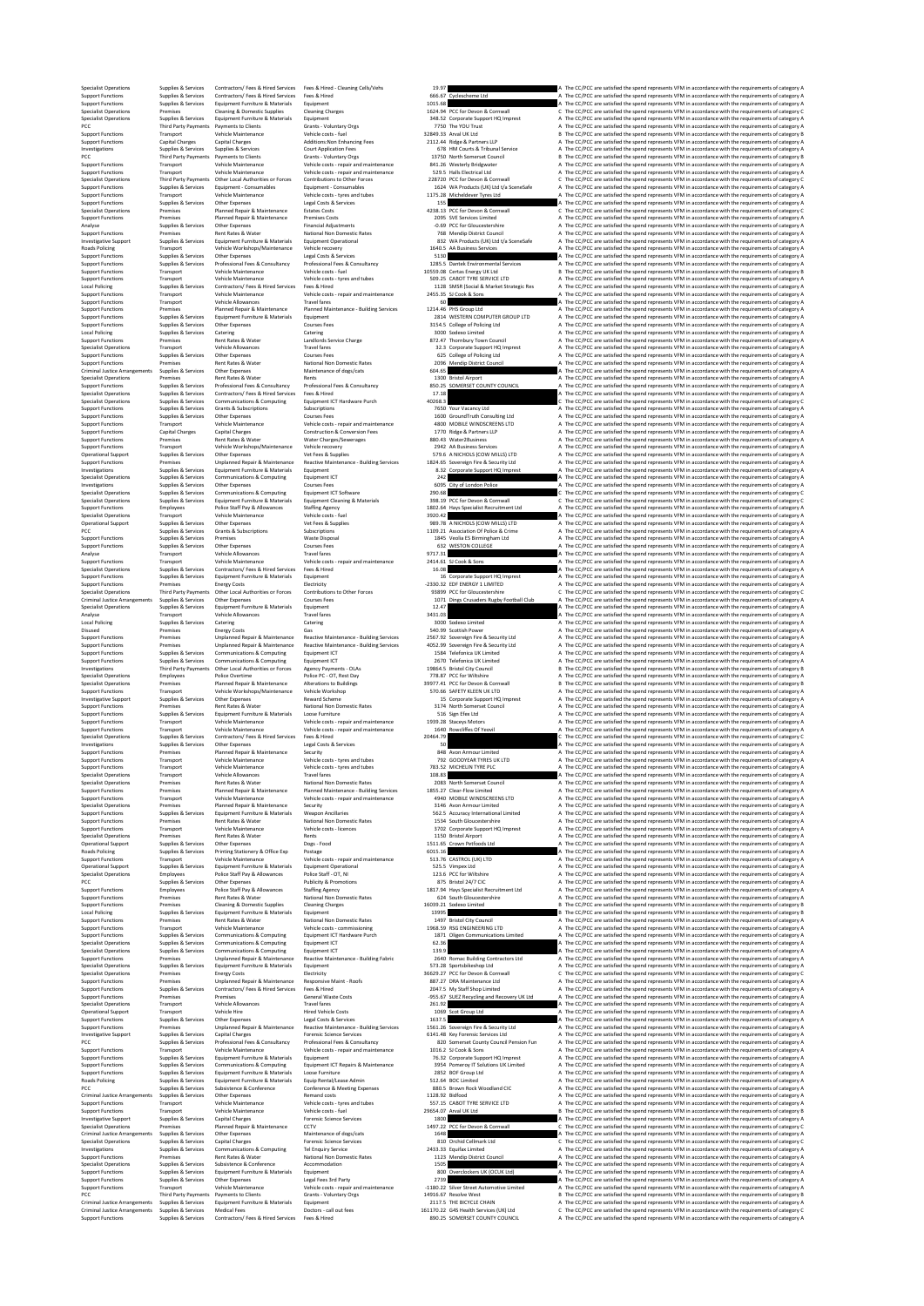| | | | | | | |
|---|---|---|---|---|---|---|
| Specialist Operations | Supplies & Services | Contractors/ Fees & Hired Services | Fees & Hired - Cleaning Cells/Vehs | 19.97 | | A The CC/PCC are satisfied the spend represents VFM in accordance with the requirements of category A |
| Support Functions | Supplies & Services | Contractors/ Fees & Hired Services | Fees & Hired | 666.67 | Cyclescheme Ltd | A The CC/PCC are satisfied the spend represents VFM in accordance with the requirements of category A |
| Support Functions | Supplies & Services | Equipment Furniture & Materials | Equipment | 1015.68 | | A The CC/PCC are satisfied the spend represents VFM in accordance with the requirements of category A |
| Specialist Operations | Premises | Cleaning & Domestic Supplies | Cleaning Charges | 1624.94 | PCC for Devon & Cornwall | C The CC/PCC are satisfied the spend represents VFM in accordance with the requirements of category C |
| Specialist Operations | Supplies & Services | Equipment Furniture & Materials | Equipment | 348.52 | Corporate Support HQ Imprest | A The CC/PCC are satisfied the spend represents VFM in accordance with the requirements of category A |
| PCC | Third Party Payments | Payments to Clients | Grants - Voluntary Orgs | 7750 | The YOU Trust | A The CC/PCC are satisfied the spend represents VFM in accordance with the requirements of category A |
| Support Functions | Transport | Vehicle Maintenance | Vehicle costs - fuel | 32849.33 | Arval UK Ltd | B The CC/PCC are satisfied the spend represents VFM in accordance with the requirements of category B |
| Support Functions | Capital Charges | Capital Charges | Additions:Non Enhancing Fees | 2112.44 | Ridge & Partners LLP | A The CC/PCC are satisfied the spend represents VFM in accordance with the requirements of category A |
| Investigations | Supplies & Services | Supplies & Services | Court Application Fees | 678 | HM Courts & Tribunal Service | A The CC/PCC are satisfied the spend represents VFM in accordance with the requirements of category A |
| PCC | Third Party Payments | Payments to Clients | Grants - Voluntary Orgs | 13750 | North Somerset Council | B The CC/PCC are satisfied the spend represents VFM in accordance with the requirements of category B |
| Support Functions | Transport | Vehicle Maintenance | Vehicle costs - repair and maintenance | 841.26 | Westerly Bridgwater | A The CC/PCC are satisfied the spend represents VFM in accordance with the requirements of category A |
| Support Functions | Transport | Vehicle Maintenance | Vehicle costs - repair and maintenance | 529.5 | Halls Electrical Ltd | A The CC/PCC are satisfied the spend represents VFM in accordance with the requirements of category A |
| Specialist Operations | Third Party Payments | Other Local Authorities or Forces | Contributions to Other Forces | 228720 | PCC for Devon & Cornwall | C The CC/PCC are satisfied the spend represents VFM in accordance with the requirements of category C |
| Support Functions | Supplies & Services | Equipment - Consumables | Equipment - Consumables | 1624 | WA Products (UK) Ltd t/a SceneSafe | A The CC/PCC are satisfied the spend represents VFM in accordance with the requirements of category A |
| Support Functions | Transport | Vehicle Maintenance | Vehicle costs - tyres and tubes | 1175.28 | Micheldever Tyres Ltd | A The CC/PCC are satisfied the spend represents VFM in accordance with the requirements of category A |
| Support Functions | Supplies & Services | Other Expenses | Legal Costs & Services | 155 | | A The CC/PCC are satisfied the spend represents VFM in accordance with the requirements of category A |
| Specialist Operations | Premises | Planned Repair & Maintenance | Estates Costs | 4238.13 | PCC for Devon & Cornwall | C The CC/PCC are satisfied the spend represents VFM in accordance with the requirements of category C |
| Support Functions | Premises | Planned Repair & Maintenance | Premises Costs | 2095 | SVE Services Limited | A The CC/PCC are satisfied the spend represents VFM in accordance with the requirements of category A |
| Analyse | Supplies & Services | Other Expenses | Financial Adjustments | -0.69 | PCC for Gloucestershire | A The CC/PCC are satisfied the spend represents VFM in accordance with the requirements of category A |
| Support Functions | Premises | Rent Rates & Water | National Non Domestic Rates | 768 | Mendip District Council | A The CC/PCC are satisfied the spend represents VFM in accordance with the requirements of category A |
| Investigative Support | Supplies & Services | Equipment Furniture & Materials | Equipment Operational | 832 | WA Products (UK) Ltd t/a SceneSafe | A The CC/PCC are satisfied the spend represents VFM in accordance with the requirements of category A |
| Roads Policing | Transport | Vehicle Workshops/Maintenance | Vehicle recovery | 1640.5 | AA Business Services | A The CC/PCC are satisfied the spend represents VFM in accordance with the requirements of category A |
| Support Functions | Supplies & Services | Other Expenses | Legal Costs & Services | 5130 | | A The CC/PCC are satisfied the spend represents VFM in accordance with the requirements of category A |
| Support Functions | Supplies & Services | Professional Fees & Consultancy | Professional Fees & Consultancy | 1285.5 | Dantek Environmental Services | A The CC/PCC are satisfied the spend represents VFM in accordance with the requirements of category A |
| Support Functions | Transport | Vehicle Maintenance | Vehicle costs - fuel | 10559.08 | Certas Energy UK Ltd | B The CC/PCC are satisfied the spend represents VFM in accordance with the requirements of category B |
| Support Functions | Transport | Vehicle Maintenance | Vehicle costs - tyres and tubes | 509.25 | CABOT TYRE SERVICE LTD | A The CC/PCC are satisfied the spend represents VFM in accordance with the requirements of category A |
| Local Policing | Supplies & Services | Contractors/ Fees & Hired Services | Fees & Hired | 1128 | SMSR (Social & Market Strategic Res | A The CC/PCC are satisfied the spend represents VFM in accordance with the requirements of category A |
| Support Functions | Transport | Vehicle Maintenance | Vehicle costs - repair and maintenance | 2455.35 | SJ Cook & Sons | A The CC/PCC are satisfied the spend represents VFM in accordance with the requirements of category A |
| Support Functions | Transport | Vehicle Allowances | Travel fares | 60 | | A The CC/PCC are satisfied the spend represents VFM in accordance with the requirements of category A |
| Support Functions | Premises | Planned Repair & Maintenance | Planned Maintenance - Building Services | 1214.46 | PHS Group Ltd | A The CC/PCC are satisfied the spend represents VFM in accordance with the requirements of category A |
| Support Functions | Supplies & Services | Equipment Furniture & Materials | Equipment | 2814 | WESTERN COMPUTER GROUP LTD | A The CC/PCC are satisfied the spend represents VFM in accordance with the requirements of category A |
| Support Functions | Supplies & Services | Other Expenses | Courses Fees | 3154.5 | College of Policing Ltd | A The CC/PCC are satisfied the spend represents VFM in accordance with the requirements of category A |
| Local Policing | Supplies & Services | Catering | Catering | 3000 | Sodexo Limited | A The CC/PCC are satisfied the spend represents VFM in accordance with the requirements of category A |
| Support Functions | Premises | Rent Rates & Water | Landlords Service Charge | 872.47 | Thornbury Town Council | A The CC/PCC are satisfied the spend represents VFM in accordance with the requirements of category A |
| Specialist Operations | Transport | Vehicle Allowances | Travel fares | 32.3 | Corporate Support HQ Imprest | A The CC/PCC are satisfied the spend represents VFM in accordance with the requirements of category A |
| Support Functions | Supplies & Services | Other Expenses | Courses Fees | 625 | College of Policing Ltd | A The CC/PCC are satisfied the spend represents VFM in accordance with the requirements of category A |
| Support Functions | Premises | Rent Rates & Water | National Non Domestic Rates | 2096 | Mendip District Council | A The CC/PCC are satisfied the spend represents VFM in accordance with the requirements of category A |
| Criminal Justice Arrangements | Supplies & Services | Other Expenses | Maintenance of dogs/cats | 604.65 | | A The CC/PCC are satisfied the spend represents VFM in accordance with the requirements of category A |
| Specialist Operations | Premises | Rent Rates & Water | Rents | 1300 | Bristol Airport | A The CC/PCC are satisfied the spend represents VFM in accordance with the requirements of category A |
| Support Functions | Supplies & Services | Professional Fees & Consultancy | Professional Fees & Consultancy | 850.25 | SOMERSET COUNTY COUNCIL | A The CC/PCC are satisfied the spend represents VFM in accordance with the requirements of category A |
| Specialist Operations | Supplies & Services | Contractors/ Fees & Hired Services | Fees & Hired | 17.18 | | A The CC/PCC are satisfied the spend represents VFM in accordance with the requirements of category A |
| Specialist Operations | Supplies & Services | Communications & Computing | Equipment ICT Hardware Purch | 40268.5 | | C The CC/PCC are satisfied the spend represents VFM in accordance with the requirements of category C |
| Support Functions | Supplies & Services | Grants & Subscriptions | Subscriptions | 7650 | Your Vacancy Ltd | A The CC/PCC are satisfied the spend represents VFM in accordance with the requirements of category A |
| Support Functions | Supplies & Services | Other Expenses | Courses Fees | 1600 | GroundTruth Consulting Ltd | A The CC/PCC are satisfied the spend represents VFM in accordance with the requirements of category A |
| Support Functions | Transport | Vehicle Maintenance | Vehicle costs - repair and maintenance | 4800 | MOBILE WINDSCREENS LTD | A The CC/PCC are satisfied the spend represents VFM in accordance with the requirements of category A |
| Support Functions | Capital Charges | Capital Charges | Construction & Conversion Fees | 1770 | Ridge & Partners LLP | A The CC/PCC are satisfied the spend represents VFM in accordance with the requirements of category A |
| Support Functions | Premises | Rent Rates & Water | Water Charges/Sewerages | 880.43 | Water2Business | A The CC/PCC are satisfied the spend represents VFM in accordance with the requirements of category A |
| Support Functions | Transport | Vehicle Workshops/Maintenance | Vehicle recovery | 2942 | AA Business Services | A The CC/PCC are satisfied the spend represents VFM in accordance with the requirements of category A |
| Operational Support | Supplies & Services | Other Expenses | Vet Fees & Supplies | 579.6 | A NICHOLS (COW MILLS) LTD | A The CC/PCC are satisfied the spend represents VFM in accordance with the requirements of category A |
| Support Functions | Premises | Unplanned Repair & Maintenance | Reactive Maintenance - Building Services | 1824.65 | Sovereign Fire & Security Ltd | A The CC/PCC are satisfied the spend represents VFM in accordance with the requirements of category A |
| Investigations | Supplies & Services | Equipment Furniture & Materials | Equipment | 8.32 | Corporate Support HQ Imprest | A The CC/PCC are satisfied the spend represents VFM in accordance with the requirements of category A |
| Specialist Operations | Supplies & Services | Communications & Computing | Equipment ICT | 242 | | A The CC/PCC are satisfied the spend represents VFM in accordance with the requirements of category A |
| Investigations | Supplies & Services | Other Expenses | Courses Fees | 6095 | City of London Police | A The CC/PCC are satisfied the spend represents VFM in accordance with the requirements of category A |
| Specialist Operations | Supplies & Services | Communications & Computing | Equipment ICT Software | 290.68 | | C The CC/PCC are satisfied the spend represents VFM in accordance with the requirements of category C |
| Specialist Operations | Supplies & Services | Equipment Furniture & Materials | Equipment Cleaning & Materials | 398.19 | PCC for Devon & Cornwall | C The CC/PCC are satisfied the spend represents VFM in accordance with the requirements of category C |
| Support Functions | Employees | Police Staff Pay & Allowances | Staffing Agency | 1802.64 | Hays Specialist Recruitment Ltd | A The CC/PCC are satisfied the spend represents VFM in accordance with the requirements of category A |
| Specialist Operations | Transport | Vehicle Maintenance | Vehicle costs - fuel | 3920.42 | | A The CC/PCC are satisfied the spend represents VFM in accordance with the requirements of category A |
| Operational Support | Supplies & Services | Other Expenses | Vet Fees & Supplies | 989.78 | A NICHOLS (COW MILLS) LTD | A The CC/PCC are satisfied the spend represents VFM in accordance with the requirements of category A |
| PCC | Supplies & Services | Grants & Subscriptions | Subscriptions | 1109.21 | Association Of Police & Crime | A The CC/PCC are satisfied the spend represents VFM in accordance with the requirements of category A |
| Support Functions | Supplies & Services | Premises | Waste Disposal | 1845 | Veolia ES Birmingham Ltd | A The CC/PCC are satisfied the spend represents VFM in accordance with the requirements of category A |
| Support Functions | Supplies & Services | Other Expenses | Courses Fees | 632 | WESTON COLLEGE | A The CC/PCC are satisfied the spend represents VFM in accordance with the requirements of category A |
| Analyse | Transport | Vehicle Allowances | Travel fares | 9717.31 | | A The CC/PCC are satisfied the spend represents VFM in accordance with the requirements of category A |
| Support Functions | Transport | Vehicle Maintenance | Vehicle costs - repair and maintenance | 2414.61 | SJ Cook & Sons | A The CC/PCC are satisfied the spend represents VFM in accordance with the requirements of category A |
| Specialist Operations | Supplies & Services | Contractors/ Fees & Hired Services | Fees & Hired | 16.08 | | A The CC/PCC are satisfied the spend represents VFM in accordance with the requirements of category A |
| Support Functions | Supplies & Services | Equipment Furniture & Materials | Equipment | 36 | Corporate Support HQ Imprest | A The CC/PCC are satisfied the spend represents VFM in accordance with the requirements of category A |
| Support Functions | Premises | Energy Costs | Electricity | 2330.32 | EDF ENERGY 1 LIMITED | A The CC/PCC are satisfied the spend represents VFM in accordance with the requirements of category A |
| Specialist Operations | Third Party Payments | Other Local Authorities or Forces | Contributions to Other Forces | 93899 | PCC for Gloucestershire | C The CC/PCC are satisfied the spend represents VFM in accordance with the requirements of category C |
| Criminal Justice Arrangements | Supplies & Services | Other Expenses | Courses Fees | 1071 | Dings Crusaders Rugby Football Club | A The CC/PCC are satisfied the spend represents VFM in accordance with the requirements of category A |
| Specialist Operations | Supplies & Services | Equipment Furniture & Materials | Equipment | 12.47 | | A The CC/PCC are satisfied the spend represents VFM in accordance with the requirements of category A |
| Analyse | Transport | Vehicle Allowances | Travel fares | 3431.03 | | A The CC/PCC are satisfied the spend represents VFM in accordance with the requirements of category A |
| Local Policing | Supplies & Services | Catering | Catering | 3000 | Sodexo Limited | A The CC/PCC are satisfied the spend represents VFM in accordance with the requirements of category A |
| Disused | Premises | Energy Costs | Gas | 540.99 | Scottish Power | A The CC/PCC are satisfied the spend represents VFM in accordance with the requirements of category A |
| Support Functions | Premises | Unplanned Repair & Maintenance | Reactive Maintenance - Building Services | 2567.92 | Sovereign Fire & Security Ltd | A The CC/PCC are satisfied the spend represents VFM in accordance with the requirements of category A |
| Support Functions | Premises | Unplanned Repair & Maintenance | Reactive Maintenance - Building Services | 4052.99 | Sovereign Fire & Security Ltd | A The CC/PCC are satisfied the spend represents VFM in accordance with the requirements of category A |
| Support Functions | Supplies & Services | Communications & Computing | Equipment ICT | 1584 | Telefonica UK Limited | A The CC/PCC are satisfied the spend represents VFM in accordance with the requirements of category A |
| Support Functions | Supplies & Services | Communications & Computing | Equipment ICT | 2670 | Telefonica UK Limited | A The CC/PCC are satisfied the spend represents VFM in accordance with the requirements of category A |
| Investigations | Third Party Payments | Other Local Authorities or Forces | Agency Payments - OLAs | 19864.5 | Bristol City Council | B The CC/PCC are satisfied the spend represents VFM in accordance with the requirements of category B |
| Specialist Operations | Employees | Police Overtime | Police PC - OT, Rest Day | 778.87 | PCC for Wiltshire | A The CC/PCC are satisfied the spend represents VFM in accordance with the requirements of category A |
| Specialist Operations | Premises | Planned Repair & Maintenance | Alterations to Buildings | 39977.41 | PCC for Devon & Cornwall | B The CC/PCC are satisfied the spend represents VFM in accordance with the requirements of category B |
| Support Functions | Transport | Vehicle Workshops/Maintenance | Vehicle Workshop | 570.66 | SAFETY KLEEN UK LTD | A The CC/PCC are satisfied the spend represents VFM in accordance with the requirements of category A |
| Investigative Support | Supplies & Services | Other Expenses | Reward Scheme | 15 | Corporate Support HQ Imprest | A The CC/PCC are satisfied the spend represents VFM in accordance with the requirements of category A |
| Support Functions | Premises | Rent Rates & Water | National Non Domestic Rates | 3174 | North Somerset Council | A The CC/PCC are satisfied the spend represents VFM in accordance with the requirements of category A |
| Support Functions | Supplies & Services | Equipment Furniture & Materials | Loose Furniture | 516 | Sign Efex Ltd | A The CC/PCC are satisfied the spend represents VFM in accordance with the requirements of category A |
| Support Functions | Transport | Vehicle Maintenance | Vehicle costs - repair and maintenance | 1939.28 | Staceys Motors | A The CC/PCC are satisfied the spend represents VFM in accordance with the requirements of category A |
| Support Functions | Transport | Vehicle Maintenance | Vehicle costs - repair and maintenance | 1640 | Rowcliffes Of Yeovil | A The CC/PCC are satisfied the spend represents VFM in accordance with the requirements of category A |
| Specialist Operations | Supplies & Services | Contractors/ Fees & Hired Services | Fees & Hired | 20464.79 | | C The CC/PCC are satisfied the spend represents VFM in accordance with the requirements of category C |
| Investigations | Supplies & Services | Other Expenses | Legal Costs & Services | 50 | | A The CC/PCC are satisfied the spend represents VFM in accordance with the requirements of category A |
| Support Functions | Premises | Planned Repair & Maintenance | Security | 848 | Avon Armour Limited | A The CC/PCC are satisfied the spend represents VFM in accordance with the requirements of category A |
| Support Functions | Transport | Vehicle Maintenance | Vehicle costs - tyres and tubes | 792 | GOODYEAR TYRES UK LTD | A The CC/PCC are satisfied the spend represents VFM in accordance with the requirements of category A |
| Support Functions | Transport | Vehicle Maintenance | Vehicle costs - tyres and tubes | 783.52 | MICHELIN TYRE PLC | A The CC/PCC are satisfied the spend represents VFM in accordance with the requirements of category A |
| Specialist Operations | Transport | Vehicle Allowances | Travel fares | 108.83 | | A The CC/PCC are satisfied the spend represents VFM in accordance with the requirements of category A |
| Specialist Operations | Premises | Rent Rates & Water | National Non Domestic Rates | 2083 | North Somerset Council | A The CC/PCC are satisfied the spend represents VFM in accordance with the requirements of category A |
| Support Functions | Premises | Planned Repair & Maintenance | Planned Maintenance - Building Services | 1855.27 | Clear-Flow Limited | A The CC/PCC are satisfied the spend represents VFM in accordance with the requirements of category A |
| Support Functions | Transport | Vehicle Maintenance | Vehicle costs - repair and maintenance | 4940 | MOBILE WINDSCREENS LTD | A The CC/PCC are satisfied the spend represents VFM in accordance with the requirements of category A |
| Specialist Operations | Premises | Planned Repair & Maintenance | Security | 3146 | Avon Armour Limited | A The CC/PCC are satisfied the spend represents VFM in accordance with the requirements of category A |
| Support Functions | Supplies & Services | Equipment Furniture & Materials | Weapon Ancillaries | 562.5 | Accuracy International Limited | A The CC/PCC are satisfied the spend represents VFM in accordance with the requirements of category A |
| Support Functions | Premises | Rent Rates & Water | National Non Domestic Rates | 1534 | South Gloucestershire | A The CC/PCC are satisfied the spend represents VFM in accordance with the requirements of category A |
| Support Functions | Transport | Vehicle Maintenance | Vehicle costs - licences | 3702 | Corporate Support HQ Imprest | A The CC/PCC are satisfied the spend represents VFM in accordance with the requirements of category A |
| Specialist Operations | Premises | Rent Rates & Water | Rents | 1150 | Bristol Airport | A The CC/PCC are satisfied the spend represents VFM in accordance with the requirements of category A |
| Operational Support | Supplies & Services | Other Expenses | Dogs - Food | 1511.65 | Crown Petfoods Ltd | A The CC/PCC are satisfied the spend represents VFM in accordance with the requirements of category A |
| Roads Policing | Supplies & Services | Printing Stationery & Office Exp | Postage | 6015.16 | | A The CC/PCC are satisfied the spend represents VFM in accordance with the requirements of category A |
| Support Functions | Transport | Vehicle Maintenance | Vehicle costs - repair and maintenance | 513.76 | CASTROL (UK) LTD | A The CC/PCC are satisfied the spend represents VFM in accordance with the requirements of category A |
| Operational Support | Supplies & Services | Equipment Furniture & Materials | Equipment Operational | 525.5 | Vimpex Ltd | A The CC/PCC are satisfied the spend represents VFM in accordance with the requirements of category A |
| Specialist Operations | Employees | Police Staff Pay & Allowances | Police Staff - OT, NI | 123.6 | PCC for Wiltshire | A The CC/PCC are satisfied the spend represents VFM in accordance with the requirements of category A |
| PCC | Supplies & Services | Other Expenses | Publicity & Promotions | 875 | Bristol 24/7 CIC | A The CC/PCC are satisfied the spend represents VFM in accordance with the requirements of category A |
| Support Functions | Employees | Police Staff Pay & Allowances | Staffing Agency | 1817.94 | Hays Specialist Recruitment Ltd | A The CC/PCC are satisfied the spend represents VFM in accordance with the requirements of category A |
| Support Functions | Premises | Rent Rates & Water | National Non Domestic Rates | 624 | South Gloucestershire | A The CC/PCC are satisfied the spend represents VFM in accordance with the requirements of category A |
| Support Functions | Premises | Cleaning & Domestic Supplies | Cleaning Charges | 16039.21 | Sodexo Limited | B The CC/PCC are satisfied the spend represents VFM in accordance with the requirements of category B |
| Local Policing | Supplies & Services | Equipment Furniture & Materials | Equipment | 13995 | | B The CC/PCC are satisfied the spend represents VFM in accordance with the requirements of category B |
| Support Functions | Premises | Rent Rates & Water | National Non Domestic Rates | 1497 | Bristol City Council | A The CC/PCC are satisfied the spend represents VFM in accordance with the requirements of category A |
| Support Functions | Transport | Vehicle Maintenance | Vehicle costs - commissioning | 1968.59 | RSG ENGINEERING LTD | A The CC/PCC are satisfied the spend represents VFM in accordance with the requirements of category A |
| Support Functions | Supplies & Services | Communications & Computing | Equipment ICT Hardware Purch | 1871 | Oligen Communications Limited | A The CC/PCC are satisfied the spend represents VFM in accordance with the requirements of category A |
| Specialist Operations | Supplies & Services | Communications & Computing | Equipment ICT | 62.36 | | A The CC/PCC are satisfied the spend represents VFM in accordance with the requirements of category A |
| Specialist Operations | Supplies & Services | Communications & Computing | Equipment ICT | 139.9 | | A The CC/PCC are satisfied the spend represents VFM in accordance with the requirements of category A |
| Support Functions | Premises | Unplanned Repair & Maintenance | Reactive Maintenance - Building Fabric | 2640 | Romac Building Contractors Ltd | A The CC/PCC are satisfied the spend represents VFM in accordance with the requirements of category A |
| Specialist Operations | Supplies & Services | Equipment Furniture & Materials | Equipment | 573.28 | Sportsbikeshop Ltd | A The CC/PCC are satisfied the spend represents VFM in accordance with the requirements of category A |
| Specialist Operations | Premises | Energy Costs | Electricity | 36629.27 | PCC for Devon & Cornwall | C The CC/PCC are satisfied the spend represents VFM in accordance with the requirements of category C |
| Support Functions | Premises | Unplanned Repair & Maintenance | Responsive Maint - Roofs | 887.27 | DRA Maintenance Ltd | A The CC/PCC are satisfied the spend represents VFM in accordance with the requirements of category A |
| Support Functions | Supplies & Services | Contractors/ Fees & Hired Services | Fees & Hired | 2047.5 | My Staff Shop Limited | A The CC/PCC are satisfied the spend represents VFM in accordance with the requirements of category A |
| Support Functions | Premises | Premises | General Waste Costs | -955.67 | SUEZ Recycling and Recovery UK Ltd | A The CC/PCC are satisfied the spend represents VFM in accordance with the requirements of category A |
| Specialist Operations | Transport | Vehicle Allowances | Travel fares | 261.92 | | A The CC/PCC are satisfied the spend represents VFM in accordance with the requirements of category A |
| Operational Support | Transport | Vehicle Hire | Hired Vehicle Costs | 1069 | Scot Group Ltd | A The CC/PCC are satisfied the spend represents VFM in accordance with the requirements of category A |
| Support Functions | Supplies & Services | Other Expenses | Legal Costs & Services | 1637.5 | | A The CC/PCC are satisfied the spend represents VFM in accordance with the requirements of category A |
| Support Functions | Premises | Unplanned Repair & Maintenance | Reactive Maintenance - Building Services | 1561.26 | Sovereign Fire & Security Ltd | A The CC/PCC are satisfied the spend represents VFM in accordance with the requirements of category A |
| Investigative Support | Supplies & Services | Capital Charges | Forensic Science Services | 6141.48 | Key Forensic Services Ltd | A The CC/PCC are satisfied the spend represents VFM in accordance with the requirements of category A |
| PCC | Supplies & Services | Professional Fees & Consultancy | Professional Fees & Consultancy | 820 | Somerset County Council Pension Fun | A The CC/PCC are satisfied the spend represents VFM in accordance with the requirements of category A |
| Support Functions | Transport | Vehicle Maintenance | Vehicle costs - repair and maintenance | 1016.2 | SJ Cook & Sons | A The CC/PCC are satisfied the spend represents VFM in accordance with the requirements of category A |
| Support Functions | Supplies & Services | Equipment Furniture & Materials | Equipment | 76.32 | Corporate Support HQ Imprest | A The CC/PCC are satisfied the spend represents VFM in accordance with the requirements of category A |
| Support Functions | Supplies & Services | Communications & Computing | Equipment ICT Repairs & Maintenance | 3954 | Pomeroy IT Solutions UK Limited | A The CC/PCC are satisfied the spend represents VFM in accordance with the requirements of category A |
| Support Functions | Supplies & Services | Equipment Furniture & Materials | Loose Furniture | 2852 | BOF Group Ltd | A The CC/PCC are satisfied the spend represents VFM in accordance with the requirements of category A |
| Roads Policing | Supplies & Services | Equipment Furniture & Materials | Equip Rental/Lease Admin | 512.64 | BOC Limited | A The CC/PCC are satisfied the spend represents VFM in accordance with the requirements of category A |
| PCC | Supplies & Services | Subsistence & Conference | Conference & Meeting Expenses | 880.5 | Brown Rock Woodland CIC | A The CC/PCC are satisfied the spend represents VFM in accordance with the requirements of category A |
| Criminal Justice Arrangements | Supplies & Services | Other Expenses | Remand costs | 1128.92 | Bidfood | A The CC/PCC are satisfied the spend represents VFM in accordance with the requirements of category A |
| Support Functions | Transport | Vehicle Maintenance | Vehicle costs - tyres and tubes | 557.15 | CABOT TYRE SERVICE LTD | A The CC/PCC are satisfied the spend represents VFM in accordance with the requirements of category A |
| Support Functions | Transport | Vehicle Maintenance | Vehicle costs - fuel | 29654.07 | Arval UK Ltd | B The CC/PCC are satisfied the spend represents VFM in accordance with the requirements of category B |
| Investigative Support | Supplies & Services | Capital Charges | Forensic Science Services | 1800 | | A The CC/PCC are satisfied the spend represents VFM in accordance with the requirements of category A |
| Specialist Operations | Premises | Planned Repair & Maintenance | CCTV | 1497.22 | PCC for Devon & Cornwall | C The CC/PCC are satisfied the spend represents VFM in accordance with the requirements of category C |
| Criminal Justice Arrangements | Supplies & Services | Other Expenses | Maintenance of dogs/cats | 1648 | | A The CC/PCC are satisfied the spend represents VFM in accordance with the requirements of category A |
| Specialist Operations | Supplies & Services | Capital Charges | Forensic Science Services | 810 | Orchid Cellmark Ltd | C The CC/PCC are satisfied the spend represents VFM in accordance with the requirements of category C |
| Investigations | Supplies & Services | Communications & Computing | Tel Enquiry Service | 2433.33 | Equifax Limited | A The CC/PCC are satisfied the spend represents VFM in accordance with the requirements of category A |
| Support Functions | Premises | Rent Rates & Water | National Non Domestic Rates | 1123 | Mendip District Council | A The CC/PCC are satisfied the spend represents VFM in accordance with the requirements of category A |
| Specialist Operations | Supplies & Services | Subsistence & Conference | Accommodation | 1505 | | A The CC/PCC are satisfied the spend represents VFM in accordance with the requirements of category A |
| Support Functions | Supplies & Services | Equipment Furniture & Materials | Equipment | 800 | Overclockers UK (OCUK Ltd) | A The CC/PCC are satisfied the spend represents VFM in accordance with the requirements of category A |
| Support Functions | Supplies & Services | Other Expenses | Legal Fees 3rd Party | 2739 | | A The CC/PCC are satisfied the spend represents VFM in accordance with the requirements of category A |
| Support Functions | Transport | Vehicle Maintenance | Vehicle costs - repair and maintenance | -1180.22 | Silver Street Automotive Limited | A The CC/PCC are satisfied the spend represents VFM in accordance with the requirements of category A |
| PCC | Third Party Payments | Payments to Clients | Grants - Voluntary Orgs | 14916.67 | Resolve West | B The CC/PCC are satisfied the spend represents VFM in accordance with the requirements of category B |
| Criminal Justice Arrangements | Supplies & Services | Equipment Furniture & Materials | Equipment | 2117.5 | THE BICYCLE CHAIN | A The CC/PCC are satisfied the spend represents VFM in accordance with the requirements of category A |
| Criminal Justice Arrangements | Supplies & Services | Medical Fees | Doctors - call out fees | 161170.22 | G4S Health Services (UK) Ltd | C The CC/PCC are satisfied the spend represents VFM in accordance with the requirements of category C |
| Support Functions | Supplies & Services | Contractors/ Fees & Hired Services | Fees & Hired | 890.25 | SOMERSET COUNTY COUNCIL | A The CC/PCC are satisfied the spend represents VFM in accordance with the requirements of category A |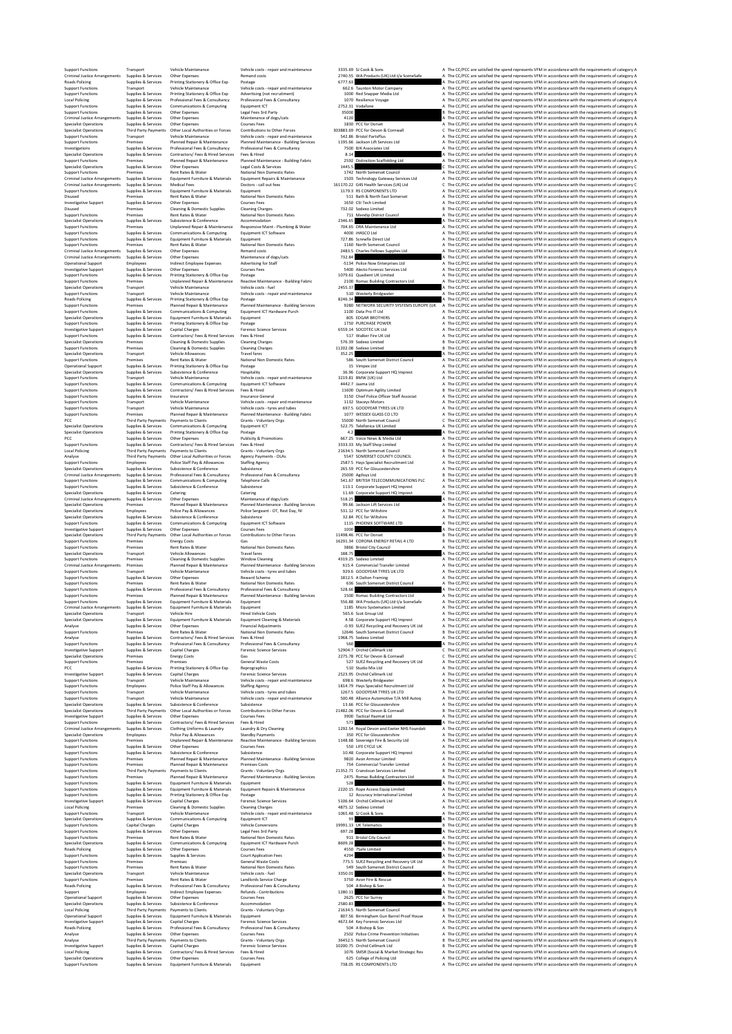| | | | | | | |
|---|---|---|---|---|---|---|
| Support Functions | Transport | Vehicle Maintenance | Vehicle costs ‐ repair and maintenance | 3335.69 | SJ Cook & Sons | A The CC/PCC are satisfied the spend represents VFM in accordance with the requirements of category A |
| Criminal Justice Arrangements | Supplies & Services | Other Expenses | Remand costs | 2740.55 | WA Products (UK) Ltd t/a SceneSafe | A The CC/PCC are satisfied the spend represents VFM in accordance with the requirements of category A |
| Roads Policing | Supplies & Services | Printing Stationery & Office Exp | Postage | 6777.63 | | A The CC/PCC are satisfied the spend represents VFM in accordance with the requirements of category A |
| Support Functions | Transport | Vehicle Maintenance | Vehicle costs ‐ repair and maintenance | 662.6 | Taunton Motor Company | A The CC/PCC are satisfied the spend represents VFM in accordance with the requirements of category A |
| Support Functions | Supplies & Services | Printing Stationery & Office Exp | Advertising (not recruitment) | 1000 | Red Snapper Media Ltd | A The CC/PCC are satisfied the spend represents VFM in accordance with the requirements of category A |
| Local Policing | Supplies & Services | Professional Fees & Consultancy | Professional Fees & Consultancy | 1070 | Resilience Voyage | A The CC/PCC are satisfied the spend represents VFM in accordance with the requirements of category A |
| Support Functions | Supplies & Services | Communications & Computing | Equipment ICT | 2752.31 | Vodafone | A The CC/PCC are satisfied the spend represents VFM in accordance with the requirements of category A |
| Support Functions | Supplies & Services | Other Expenses | Legal Fees 3rd Party | 35000 | | B The CC/PCC are satisfied the spend represents VFM in accordance with the requirements of category B |
| Criminal Justice Arrangements | Supplies & Services | Other Expenses | Maintenance of dogs/cats | 4120 | | A The CC/PCC are satisfied the spend represents VFM in accordance with the requirements of category A |
| Specialist Operations | Supplies & Services | Other Expenses | Courses Fees | 1830 | PCC for Dorset | A The CC/PCC are satisfied the spend represents VFM in accordance with the requirements of category A |
| Specialist Operations | Third Party Payments | Other Local Authorities or Forces | Contributions to Other Forces | 303883.69 | PCC for Devon & Cornwall | C The CC/PCC are satisfied the spend represents VFM in accordance with the requirements of category C |
| Support Functions | Transport | Vehicle Maintenance | Vehicle costs ‐ repair and maintenance | 542.86 | Bristol PartsPlus | A The CC/PCC are satisfied the spend represents VFM in accordance with the requirements of category A |
| Support Functions | Premises | Planned Repair & Maintenance | Planned Maintenance ‐ Building Services | 1195.86 | Jackson Lift Services Ltd | A The CC/PCC are satisfied the spend represents VFM in accordance with the requirements of category A |
| Investigations | Supplies & Services | Professional Fees & Consultancy | Professional Fees & Consultancy | 7500 | BJK Associates Ltd | A The CC/PCC are satisfied the spend represents VFM in accordance with the requirements of category A |
| Specialist Operations | Supplies & Services | Contractors/ Fees & Hired Services | Fees & Hired | 8.14 | | A The CC/PCC are satisfied the spend represents VFM in accordance with the requirements of category A |
| Support Functions | Premises | Planned Repair & Maintenance | Planned Maintenance ‐ Building Fabric | 2592 | Distinction Scaffolding Ltd | A The CC/PCC are satisfied the spend represents VFM in accordance with the requirements of category A |
| Specialist Operations | Supplies & Services | Other Expenses | Legal Costs & Services | 1445.5 | | C The CC/PCC are satisfied the spend represents VFM in accordance with the requirements of category C |
| Support Functions | Premises | Rent Rates & Water | National Non Domestic Rates | 1742 | North Somerset Council | A The CC/PCC are satisfied the spend represents VFM in accordance with the requirements of category A |
| Criminal Justice Arrangements | Supplies & Services | Equipment Furniture & Materials | Equipment Repairs & Maintenance | 1503 | Technology Gateway Services Ltd | A The CC/PCC are satisfied the spend represents VFM in accordance with the requirements of category A |
| Criminal Justice Arrangements | Supplies & Services | Medical Fees | Doctors ‐ call out fees | 161170.22 | G4S Health Services (UK) Ltd | C The CC/PCC are satisfied the spend represents VFM in accordance with the requirements of category C |
| Support Functions | Supplies & Services | Equipment Furniture & Materials | Equipment | 1179.5 | RS COMPONENTS LTD | A The CC/PCC are satisfied the spend represents VFM in accordance with the requirements of category A |
| Disused | Premises | Rent Rates & Water | National Non Domestic Rates | 511 | Bath & North East Somerset | A The CC/PCC are satisfied the spend represents VFM in accordance with the requirements of category A |
| Investigative Support | Supplies & Services | Other Expenses | Courses Fees | 1650 | CSI Tech Limited | A The CC/PCC are satisfied the spend represents VFM in accordance with the requirements of category A |
| Disused | Premises | Cleaning & Domestic Supplies | Cleaning Charges | 732.02 | Sodexo Limited | B The CC/PCC are satisfied the spend represents VFM in accordance with the requirements of category B |
| Support Functions | Premises | Rent Rates & Water | National Non Domestic Rates | 711 | Mendip District Council | A The CC/PCC are satisfied the spend represents VFM in accordance with the requirements of category A |
| Specialist Operations | Supplies & Services | Subsistence & Conference | Accommodation | 2346.65 | | A The CC/PCC are satisfied the spend represents VFM in accordance with the requirements of category A |
| Support Functions | Premises | Unplanned Repair & Maintenance | Responsive Maint ‐ Plumbing & Water | 704.65 | DRA Maintenance Ltd | A The CC/PCC are satisfied the spend represents VFM in accordance with the requirements of category A |
| Support Functions | Supplies & Services | Communications & Computing | Equipment ICT Software | 4000 | IHASCO Ltd | A The CC/PCC are satisfied the spend represents VFM in accordance with the requirements of category A |
| Support Functions | Supplies & Services | Equipment Furniture & Materials | Equipment | 727.86 | Screwfix Direct Ltd | A The CC/PCC are satisfied the spend represents VFM in accordance with the requirements of category A |
| Support Functions | Premises | Rent Rates & Water | National Non Domestic Rates | 1160 | North Somerset Council | A The CC/PCC are satisfied the spend represents VFM in accordance with the requirements of category A |
| Criminal Justice Arrangements | Supplies & Services | Other Expenses | Remand costs | 2483.5 | Charles Fellows Supplies Ltd | A The CC/PCC are satisfied the spend represents VFM in accordance with the requirements of category A |
| Criminal Justice Arrangements | Supplies & Services | Other Expenses | Maintenance of dogs/cats | 732.84 | | A The CC/PCC are satisfied the spend represents VFM in accordance with the requirements of category A |
| Operational Support | Employees | Indirect Employee Expenses | Advertising for Staff | -5134 | Police Now Enterprises Ltd | A The CC/PCC are satisfied the spend represents VFM in accordance with the requirements of category A |
| Investigative Support | Supplies & Services | Other Expenses | Courses Fees | 5400 | Alecto Forensic Services Ltd | A The CC/PCC are satisfied the spend represents VFM in accordance with the requirements of category A |
| Support Functions | Supplies & Services | Printing Stationery & Office Exp | Postage | 1079.61 | Quadient UK Limited | A The CC/PCC are satisfied the spend represents VFM in accordance with the requirements of category A |
| Support Functions | Premises | Unplanned Repair & Maintenance | Reactive Maintenance ‐ Building Fabric | 2100 | Romac Building Contractors Ltd | A The CC/PCC are satisfied the spend represents VFM in accordance with the requirements of category A |
| Specialist Operations | Transport | Vehicle Maintenance | Vehicle costs ‐ fuel | 2455.37 | | A The CC/PCC are satisfied the spend represents VFM in accordance with the requirements of category A |
| Support Functions | Transport | Vehicle Maintenance | Vehicle costs ‐ repair and maintenance | 510 | Westerly Bridgwater | A The CC/PCC are satisfied the spend represents VFM in accordance with the requirements of category A |
| Roads Policing | Supplies & Services | Printing Stationery & Office Exp | Postage | 8246.34 | | A The CC/PCC are satisfied the spend represents VFM in accordance with the requirements of category A |
| Support Functions | Premises | Planned Repair & Maintenance | Planned Maintenance ‐ Building Services | 9280 | NETWORK SECURITY SYSTEMS EUROPE (UK | A The CC/PCC are satisfied the spend represents VFM in accordance with the requirements of category A |
| Support Functions | Supplies & Services | Communications & Computing | Equipment ICT Hardware Purch | 1100 | Data Pro IT Ltd | A The CC/PCC are satisfied the spend represents VFM in accordance with the requirements of category A |
| Specialist Operations | Supplies & Services | Equipment Furniture & Materials | Equipment | 805 | EDGAR BROTHERS | A The CC/PCC are satisfied the spend represents VFM in accordance with the requirements of category A |
| Support Functions | Supplies & Services | Printing Stationery & Office Exp | Postage | 1750 | PURCHASE POWER | A The CC/PCC are satisfied the spend represents VFM in accordance with the requirements of category A |
| Investigative Support | Supplies & Services | Capital Charges | Forensic Science Services | 6559.14 | SOCOTEC UK Ltd | A The CC/PCC are satisfied the spend represents VFM in accordance with the requirements of category A |
| Support Functions | Supplies & Services | Contractors/ Fees & Hired Services | Fees & Hired | 517 | Walker Fire UK Ltd | A The CC/PCC are satisfied the spend represents VFM in accordance with the requirements of category A |
| Specialist Operations | Premises | Cleaning & Domestic Supplies | Cleaning Charges | 576.39 | Sodexo Limited | B The CC/PCC are satisfied the spend represents VFM in accordance with the requirements of category B |
| Support Functions | Premises | Cleaning & Domestic Supplies | Cleaning Charges | 11202.08 | Sodexo Limited | B The CC/PCC are satisfied the spend represents VFM in accordance with the requirements of category B |
| Specialist Operations | Transport | Vehicle Allowances | Travel fares | 352.25 | | A The CC/PCC are satisfied the spend represents VFM in accordance with the requirements of category A |
| Support Functions | Premises | Rent Rates & Water | National Non Domestic Rates | 586 | South Somerset District Council | A The CC/PCC are satisfied the spend represents VFM in accordance with the requirements of category A |
| Operational Support | Supplies & Services | Printing Stationery & Office Exp | Postage | 15 | Vimpex Ltd | A The CC/PCC are satisfied the spend represents VFM in accordance with the requirements of category A |
| Specialist Operations | Supplies & Services | Subsistence & Conference | Hospitality | 36.96 | Corporate Support HQ Imprest | A The CC/PCC are satisfied the spend represents VFM in accordance with the requirements of category A |
| Support Functions | Transport | Vehicle Maintenance | Vehicle costs ‐ repair and maintenance | 3219.81 | BMW (UK) Ltd | A The CC/PCC are satisfied the spend represents VFM in accordance with the requirements of category A |
| Support Functions | Supplies & Services | Communications & Computing | Equipment ICT Software | 4442.7 | Jaama Ltd | A The CC/PCC are satisfied the spend represents VFM in accordance with the requirements of category A |
| Support Functions | Supplies & Services | Contractors/ Fees & Hired Services | Fees & Hired | 11600 | Optimum Agility Limited | B The CC/PCC are satisfied the spend represents VFM in accordance with the requirements of category B |
| Support Functions | Supplies & Services | Insurance | Insurance General | 3150 | Chief Police Officer Staff Associat | A The CC/PCC are satisfied the spend represents VFM in accordance with the requirements of category A |
| Support Functions | Transport | Vehicle Maintenance | Vehicle costs ‐ repair and maintenance | 1132 | Staceys Motors | A The CC/PCC are satisfied the spend represents VFM in accordance with the requirements of category A |
| Support Functions | Transport | Vehicle Maintenance | Vehicle costs ‐ tyres and tubes | 697.5 | GOODYEAR TYRES UK LTD | A The CC/PCC are satisfied the spend represents VFM in accordance with the requirements of category A |
| Support Functions | Premises | Planned Repair & Maintenance | Planned Maintenance ‐ Building Fabric | 1077 | WESSEX GLASS CO LTD | A The CC/PCC are satisfied the spend represents VFM in accordance with the requirements of category A |
| PCC | Third Party Payments | Payments to Clients | Grants ‐ Voluntary Orgs | 55000 | North Somerset Council | C The CC/PCC are satisfied the spend represents VFM in accordance with the requirements of category C |
| Specialist Operations | Supplies & Services | Communications & Computing | Equipment ICT | 522.75 | Telefonica UK Limited | A The CC/PCC are satisfied the spend represents VFM in accordance with the requirements of category A |
| Specialist Operations | Supplies & Services | Printing Stationery & Office Exp | Postage | 4.2 | | A The CC/PCC are satisfied the spend represents VFM in accordance with the requirements of category A |
| PCC | Supplies & Services | Other Expenses | Publicity & Promotions | 667.25 | Voice News & Media Ltd | A The CC/PCC are satisfied the spend represents VFM in accordance with the requirements of category A |
| Support Functions | Supplies & Services | Contractors/ Fees & Hired Services | Fees & Hired | 3333.33 | My Staff Shop Limited | A The CC/PCC are satisfied the spend represents VFM in accordance with the requirements of category A |
| Local Policing | Third Party Payments | Payments to Clients | Grants ‐ Voluntary Orgs | 21634.5 | North Somerset Council | B The CC/PCC are satisfied the spend represents VFM in accordance with the requirements of category B |
| Analyse | Third Party Payments | Other Local Authorities or Forces | Agency Payments ‐ OLAs | 5547 | SOMERSET COUNTY COUNCIL | A The CC/PCC are satisfied the spend represents VFM in accordance with the requirements of category A |
| Support Functions | Employees | Police Staff Pay & Allowances | Staffing Agency | 2587.5 | Hays Specialist Recruitment Ltd | A The CC/PCC are satisfied the spend represents VFM in accordance with the requirements of category A |
| Specialist Operations | Supplies & Services | Subsistence & Conference | Subsistence | 265.59 | PCC for Gloucestershire | A The CC/PCC are satisfied the spend represents VFM in accordance with the requirements of category A |
| Criminal Justice Arrangements | Supplies & Services | Professional Fees & Consultancy | Professional Fees & Consultancy | 25000 | Agiliisys Ltd | B The CC/PCC are satisfied the spend represents VFM in accordance with the requirements of category B |
| Support Functions | Supplies & Services | Communications & Computing | Telephone Calls | 541.67 | BRITISH TELECOMMUNICATIONS PLC | A The CC/PCC are satisfied the spend represents VFM in accordance with the requirements of category A |
| Support Functions | Supplies & Services | Subsistence & Conference | Subsistence | 113.1 | Corporate Support HQ Imprest | A The CC/PCC are satisfied the spend represents VFM in accordance with the requirements of category A |
| Specialist Operations | Supplies & Services | Catering | Catering | 11.69 | Corporate Support HQ Imprest | A The CC/PCC are satisfied the spend represents VFM in accordance with the requirements of category A |
| Criminal Justice Arrangements | Supplies & Services | Other Expenses | Maintenance of dogs/cats | 518.25 | | A The CC/PCC are satisfied the spend represents VFM in accordance with the requirements of category A |
| Specialist Operations | Premises | Planned Repair & Maintenance | Planned Maintenance ‐ Building Services | 99.66 | Jackson Lift Services Ltd | A The CC/PCC are satisfied the spend represents VFM in accordance with the requirements of category A |
| Specialist Operations | Employees | Police Pay & Allowances | Police Sergeant ‐ OT, Rest Day, NI | 531.12 | PCC for Wiltshire | A The CC/PCC are satisfied the spend represents VFM in accordance with the requirements of category A |
| Specialist Operations | Supplies & Services | Subsistence & Conference | Subsistence | 32.84 | PCC for Wiltshire | A The CC/PCC are satisfied the spend represents VFM in accordance with the requirements of category A |
| Support Functions | Supplies & Services | Communications & Computing | Equipment ICT Software | 1115 | PHOENIX SOFTWARE LTD | A The CC/PCC are satisfied the spend represents VFM in accordance with the requirements of category A |
| Investigative Support | Supplies & Services | Other Expenses | Courses Fees | 1000 | | A The CC/PCC are satisfied the spend represents VFM in accordance with the requirements of category A |
| Specialist Operations | Third Party Payments | Other Local Authorities or Forces | Contributions to Other Forces | 11498.46 | PCC for Dorset | B The CC/PCC are satisfied the spend represents VFM in accordance with the requirements of category B |
| Support Functions | Premises | Energy Costs | Gas | 16291.34 | CORONA ENERGY RETAIL 4 LTD | B The CC/PCC are satisfied the spend represents VFM in accordance with the requirements of category B |
| Support Functions | Premises | Rent Rates & Water | National Non Domestic Rates | 3866 | Bristol City Council | A The CC/PCC are satisfied the spend represents VFM in accordance with the requirements of category A |
| Specialist Operations | Transport | Vehicle Allowances | Travel fares | 188.75 | | A The CC/PCC are satisfied the spend represents VFM in accordance with the requirements of category A |
| Support Functions | Premises | Cleaning & Domestic Supplies | Window Cleaning | 4319.25 | Sodexo Limited | A The CC/PCC are satisfied the spend represents VFM in accordance with the requirements of category A |
| Criminal Justice Arrangements | Premises | Planned Repair & Maintenance | Planned Maintenance ‐ Building Services | 615.4 | Commercial Transfer Limited | A The CC/PCC are satisfied the spend represents VFM in accordance with the requirements of category A |
| Support Functions | Transport | Vehicle Maintenance | Vehicle costs ‐ tyres and tubes | 929.6 | GOODYEAR TYRES UK LTD | A The CC/PCC are satisfied the spend represents VFM in accordance with the requirements of category A |
| Support Functions | Supplies & Services | Other Expenses | Reward Scheme | 1812.5 | A Dalton Framing | A The CC/PCC are satisfied the spend represents VFM in accordance with the requirements of category A |
| Support Functions | Premises | Rent Rates & Water | National Non Domestic Rates | 636 | South Somerset District Council | A The CC/PCC are satisfied the spend represents VFM in accordance with the requirements of category A |
| Support Functions | Supplies & Services | Professional Fees & Consultancy | Professional Fees & Consultancy | 528.66 | | A The CC/PCC are satisfied the spend represents VFM in accordance with the requirements of category A |
| Support Functions | Premises | Planned Repair & Maintenance | Planned Maintenance ‐ Building Services | 1500 | Romac Building Contractors Ltd | A The CC/PCC are satisfied the spend represents VFM in accordance with the requirements of category A |
| Support Functions | Supplies & Services | Equipment Furniture & Materials | Equipment | 556.88 | WA Products (UK) Ltd t/a SceneSafe | A The CC/PCC are satisfied the spend represents VFM in accordance with the requirements of category A |
| Criminal Justice Arrangements | Supplies & Services | Equipment Furniture & Materials | Equipment | 1185 | Micro Systemation Limited | A The CC/PCC are satisfied the spend represents VFM in accordance with the requirements of category A |
| Specialist Operations | Transport | Vehicle Hire | Hired Vehicle Costs | 565.6 | Scot Group Ltd | A The CC/PCC are satisfied the spend represents VFM in accordance with the requirements of category A |
| Specialist Operations | Supplies & Services | Equipment Furniture & Materials | Equipment Cleaning & Materials | 4.58 | Corporate Support HQ Imprest | A The CC/PCC are satisfied the spend represents VFM in accordance with the requirements of category A |
| Analyse | Supplies & Services | Other Expenses | Financial Adjustments | -0.93 | SUEZ Recycling and Recovery UK Ltd | A The CC/PCC are satisfied the spend represents VFM in accordance with the requirements of category A |
| Support Functions | Premises | Rent Rates & Water | National Non Domestic Rates | 12646 | South Somerset District Council | B The CC/PCC are satisfied the spend represents VFM in accordance with the requirements of category B |
| Analyse | Supplies & Services | Contractors/ Fees & Hired Services | Fees & Hired | 1968.75 | Sodexo Limited | A The CC/PCC are satisfied the spend represents VFM in accordance with the requirements of category A |
| Support Functions | Supplies & Services | Professional Fees & Consultancy | Professional Fees & Consultancy | 580 | | A The CC/PCC are satisfied the spend represents VFM in accordance with the requirements of category A |
| Investigative Support | Supplies & Services | Capital Charges | Forensic Science Services | 52904.7 | Orchid Cellmark Ltd | C The CC/PCC are satisfied the spend represents VFM in accordance with the requirements of category C |
| Specialist Operations | Premises | Energy Costs | Gas | 2275.78 | PCC for Devon & Cornwall | C The CC/PCC are satisfied the spend represents VFM in accordance with the requirements of category C |
| Support Functions | Premises | Premises | General Waste Costs | 527 | SUEZ Recycling and Recovery UK Ltd | A The CC/PCC are satisfied the spend represents VFM in accordance with the requirements of category A |
| PCC | Supplies & Services | Printing Stationery & Office Exp | Reprographics | 510 | Studio Mix Ltd | A The CC/PCC are satisfied the spend represents VFM in accordance with the requirements of category A |
| Investigative Support | Supplies & Services | Capital Charges | Forensic Science Services | 2523.95 | Orchid Cellmark Ltd | A The CC/PCC are satisfied the spend represents VFM in accordance with the requirements of category A |
| Support Functions | Transport | Vehicle Maintenance | Vehicle costs ‐ repair and maintenance | 698.6 | Westerly Bridgwater | A The CC/PCC are satisfied the spend represents VFM in accordance with the requirements of category A |
| Support Functions | Employees | Police Staff Pay & Allowances | Staffing Agency | 1814.79 | Hays Specialist Recruitment Ltd | A The CC/PCC are satisfied the spend represents VFM in accordance with the requirements of category A |
| Support Functions | Transport | Vehicle Maintenance | Vehicle costs ‐ tyres and tubes | 1267.5 | GOODYEAR TYRES UK LTD | A The CC/PCC are satisfied the spend represents VFM in accordance with the requirements of category A |
| Support Functions | Transport | Vehicle Maintenance | Vehicle costs ‐ repair and maintenance | 500.48 | Alliance Automotive T/A Mill Autoq | A The CC/PCC are satisfied the spend represents VFM in accordance with the requirements of category A |
| Specialist Operations | Supplies & Services | Subsistence & Conference | Subsistence | 13.66 | PCC for Gloucestershire | A The CC/PCC are satisfied the spend represents VFM in accordance with the requirements of category A |
| Specialist Operations | Third Party Payments | Other Local Authorities or Forces | Contributions to Other Forces | 21482.06 | PCC for Devon & Cornwall | B The CC/PCC are satisfied the spend represents VFM in accordance with the requirements of category B |
| Investigative Support | Supplies & Services | Other Expenses | Courses Fees | 3900 | Tactical Hazmat Ltd | A The CC/PCC are satisfied the spend represents VFM in accordance with the requirements of category A |
| Support Functions | Supplies & Services | Contractors/ Fees & Hired Services | Fees & Hired | 575 | | A The CC/PCC are satisfied the spend represents VFM in accordance with the requirements of category A |
| Criminal Justice Arrangements | Supplies & Services | Clothing Uniforms & Laundry | Laundry & Dry Cleaning | 1292.54 | Royal Devon and Exeter NHS Foundati | A The CC/PCC are satisfied the spend represents VFM in accordance with the requirements of category A |
| Specialist Operations | Employees | Police Pay & Allowances | Standby Payments | 350 | PCC for Gloucestershire | A The CC/PCC are satisfied the spend represents VFM in accordance with the requirements of category A |
| Support Functions | Premises | Unplanned Repair & Maintenance | Reactive Maintenance ‐ Building Services | 1148.68 | Sovereign Fire & Security Ltd | A The CC/PCC are satisfied the spend represents VFM in accordance with the requirements of category A |
| Support Functions | Supplies & Services | Other Expenses | Courses Fees | 550 | LIFE CYCLE UK | A The CC/PCC are satisfied the spend represents VFM in accordance with the requirements of category A |
| Support Functions | Supplies & Services | Subsistence & Conference | Subsistence | 10.48 | Corporate Support HQ Imprest | A The CC/PCC are satisfied the spend represents VFM in accordance with the requirements of category A |
| Support Functions | Premises | Planned Repair & Maintenance | Planned Maintenance ‐ Building Services | 9820 | Avon Armour Limited | A The CC/PCC are satisfied the spend represents VFM in accordance with the requirements of category A |
| Support Functions | Premises | Planned Repair & Maintenance | Premises Costs | 754 | Commercial Transfer Limited | A The CC/PCC are satisfied the spend represents VFM in accordance with the requirements of category A |
| Support Functions | Third Party Payments | Payments to Clients | Grants ‐ Voluntary Orgs | 21352.71 | Cranstoun Services Limited | B The CC/PCC are satisfied the spend represents VFM in accordance with the requirements of category B |
| Support Functions | Premises | Planned Repair & Maintenance | Planned Maintenance ‐ Building Services | 2475 | Romac Building Contractors Ltd | A The CC/PCC are satisfied the spend represents VFM in accordance with the requirements of category A |
| Support Functions | Supplies & Services | Equipment Furniture & Materials | Equipment | 528 | | A The CC/PCC are satisfied the spend represents VFM in accordance with the requirements of category A |
| Support Functions | Supplies & Services | Equipment Furniture & Materials | Equipment Repairs & Maintenance | 2220.15 | Rope Access Equip Limited | A The CC/PCC are satisfied the spend represents VFM in accordance with the requirements of category A |
| Support Functions | Supplies & Services | Printing Stationery & Office Exp | Postage | 12 | Accuracy International Limited | A The CC/PCC are satisfied the spend represents VFM in accordance with the requirements of category A |
| Investigative Support | Supplies & Services | Capital Charges | Forensic Science Services | 5106.84 | Orchid Cellmark Ltd | A The CC/PCC are satisfied the spend represents VFM in accordance with the requirements of category A |
| Local Policing | Premises | Cleaning & Domestic Supplies | Cleaning Charges | 4875.12 | Sodexo Limited | A The CC/PCC are satisfied the spend represents VFM in accordance with the requirements of category A |
| Support Functions | Transport | Vehicle Maintenance | Vehicle costs ‐ repair and maintenance | 1065.48 | SJ Cook & Sons | A The CC/PCC are satisfied the spend represents VFM in accordance with the requirements of category A |
| Specialist Operations | Supplies & Services | Communications & Computing | Equipment ICT | 85 | | A The CC/PCC are satisfied the spend represents VFM in accordance with the requirements of category A |
| Support Functions | Capital Charges | Capital Charges | Vehicle Conversions | 19991.13 | UK Telematics | B The CC/PCC are satisfied the spend represents VFM in accordance with the requirements of category B |
| Support Functions | Supplies & Services | Other Expenses | Legal Fees 3rd Party | 697.28 | | A The CC/PCC are satisfied the spend represents VFM in accordance with the requirements of category A |
| Support Functions | Premises | Rent Rates & Water | National Non Domestic Rates | 911 | Bristol City Council | A The CC/PCC are satisfied the spend represents VFM in accordance with the requirements of category A |
| Specialist Operations | Supplies & Services | Communications & Computing | Equipment ICT Hardware Purch | 8609.28 | | A The CC/PCC are satisfied the spend represents VFM in accordance with the requirements of category A |
| Roads Policing | Supplies & Services | Other Expenses | Courses Fees | 4550 | 7Safe Limited | A The CC/PCC are satisfied the spend represents VFM in accordance with the requirements of category A |
| Support Functions | Supplies & Services | Supplies & Services | Court Application Fees | 4294 | | A The CC/PCC are satisfied the spend represents VFM in accordance with the requirements of category A |
| Support Functions | Premises | Premises | General Waste Costs | 775.5 | SUEZ Recycling and Recovery UK Ltd | A The CC/PCC are satisfied the spend represents VFM in accordance with the requirements of category A |
| Support Functions | Premises | Rent Rates & Water | National Non Domestic Rates | 549 | South Somerset District Council | A The CC/PCC are satisfied the spend represents VFM in accordance with the requirements of category A |
| Specialist Operations | Transport | Vehicle Maintenance | Vehicle costs ‐ fuel | 3350.01 | | A The CC/PCC are satisfied the spend represents VFM in accordance with the requirements of category A |
| Support Functions | Premises | Rent Rates & Water | Landlords Service Charge | 3750 | Avon Fire & Rescue | A The CC/PCC are satisfied the spend represents VFM in accordance with the requirements of category A |
| Roads Policing | Supplies & Services | Professional Fees & Consultancy | Professional Fees & Consultancy | 504 | A Bishop & Son | A The CC/PCC are satisfied the spend represents VFM in accordance with the requirements of category A |
| Support | Employees | Indirect Employee Expenses | Refunds ‐ Contributions | 1280.11 | | A The CC/PCC are satisfied the spend represents VFM in accordance with the requirements of category A |
| Operational Support | Supplies & Services | Other Expenses | Courses Fees | 2625 | PCC for Surrey | A The CC/PCC are satisfied the spend represents VFM in accordance with the requirements of category A |
| Specialist Operations | Supplies & Services | Subsistence & Conference | Accommodation | 2580.83 | | A The CC/PCC are satisfied the spend represents VFM in accordance with the requirements of category A |
| Local Policing | Third Party Payments | Payments to Clients | Grants ‐ Voluntary Orgs | 21634.5 | North Somerset Council | B The CC/PCC are satisfied the spend represents VFM in accordance with the requirements of category B |
| Operational Support | Supplies & Services | Equipment Furniture & Materials | Equipment | 807.56 | Birmingham Gun Barrel Proof House | A The CC/PCC are satisfied the spend represents VFM in accordance with the requirements of category A |
| Investigative Support | Supplies & Services | Capital Charges | Forensic Science Services | 4672.64 | Key Forensic Services Ltd | A The CC/PCC are satisfied the spend represents VFM in accordance with the requirements of category A |
| Roads Policing | Supplies & Services | Professional Fees & Consultancy | Professional Fees & Consultancy | 504 | A Bishop & Son | A The CC/PCC are satisfied the spend represents VFM in accordance with the requirements of category A |
| Analyse | Supplies & Services | Other Expenses | Courses Fees | 2502 | Police Crime Prevention Initiatives | A The CC/PCC are satisfied the spend represents VFM in accordance with the requirements of category A |
| Analyse | Third Party Payments | Payments to Clients | Grants ‐ Voluntary Orgs | 36452.5 | North Somerset Council | B The CC/PCC are satisfied the spend represents VFM in accordance with the requirements of category B |
| Investigative Support | Supplies & Services | Capital Charges | Forensic Science Services | 10200.75 | Orchid Cellmark Ltd | B The CC/PCC are satisfied the spend represents VFM in accordance with the requirements of category B |
| Local Policing | Supplies & Services | Contractors/ Fees & Hired Services | Fees & Hired | 1076 | SMSR (Social & Market Strategic Res | A The CC/PCC are satisfied the spend represents VFM in accordance with the requirements of category A |
| Specialist Operations | Supplies & Services | Other Expenses | Courses Fees | 625 | College of Policing Ltd | A The CC/PCC are satisfied the spend represents VFM in accordance with the requirements of category A |
| Support Functions | Supplies & Services | Equipment Furniture & Materials | Equipment | 738.05 | RS COMPONENTS LTD | A The CC/PCC are satisfied the spend represents VFM in accordance with the requirements of category A |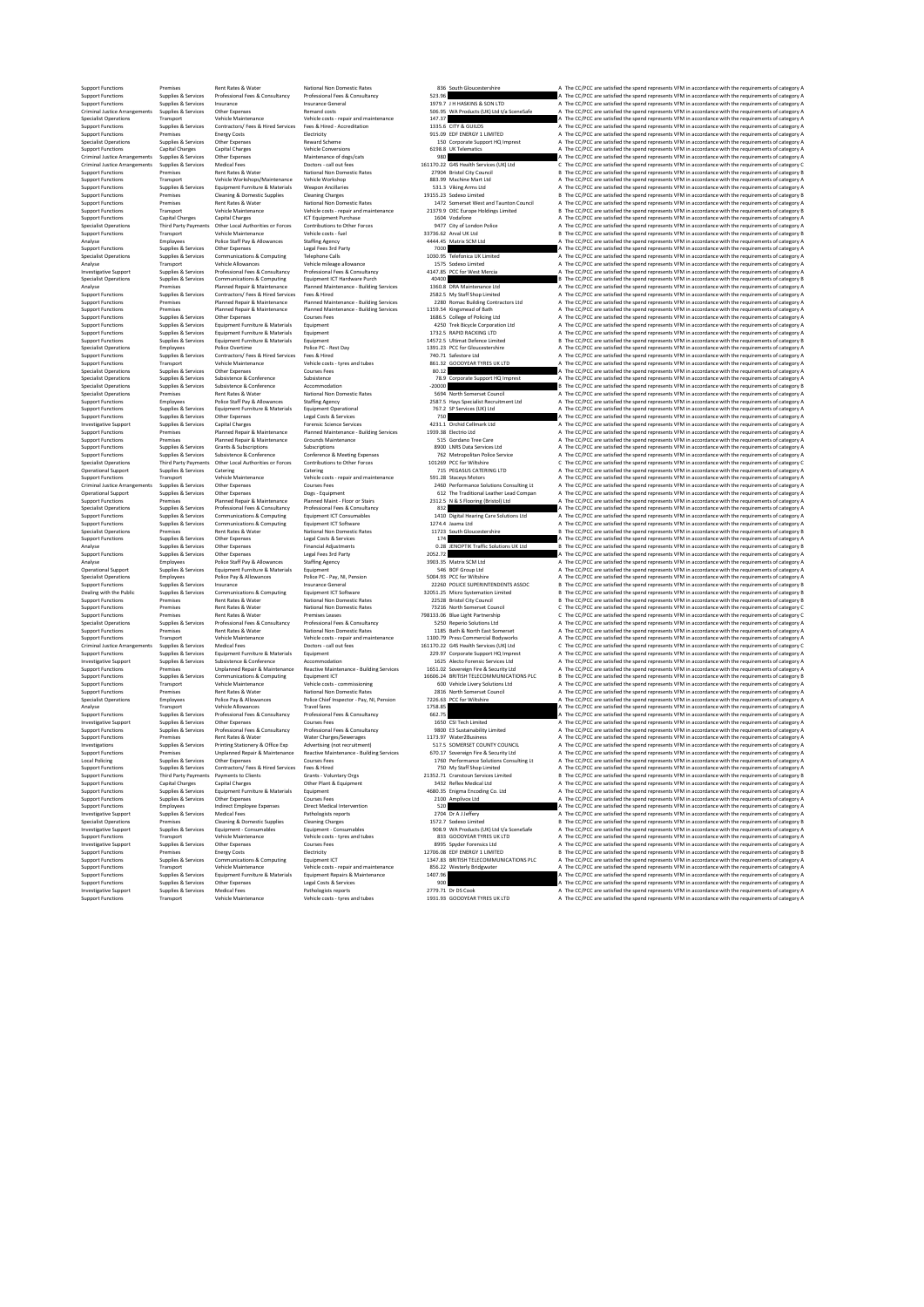| | | | | | | |
|---|---|---|---|---|---|---|
| Support Functions | Premises | Rent Rates & Water | National Non Domestic Rates | 836 | South Gloucestershire | A The CC/PCC are satisfied the spend represents VFM in accordance with the requirements of category A |
| Support Functions | Supplies & Services | Professional Fees & Consultancy | Professional Fees & Consultancy | 523.96 | | A The CC/PCC are satisfied the spend represents VFM in accordance with the requirements of category A |
| Support Functions | Supplies & Services | Insurance | Insurance General | 1979.7 | J H HASKINS & SON LTD | A The CC/PCC are satisfied the spend represents VFM in accordance with the requirements of category A |
| Criminal Justice Arrangements | Supplies & Services | Other Expenses | Remand costs | 506.95 | WA Products (UK) Ltd t/a SceneSafe | A The CC/PCC are satisfied the spend represents VFM in accordance with the requirements of category A |
| Specialist Operations | Transport | Vehicle Maintenance | Vehicle costs - repair and maintenance | 147.37 | | A The CC/PCC are satisfied the spend represents VFM in accordance with the requirements of category A |
| Support Functions | Supplies & Services | Contractors/ Fees & Hired Services | Fees & Hired - Accreditation | 1335.6 | CITY & GUILDS | A The CC/PCC are satisfied the spend represents VFM in accordance with the requirements of category A |
| Support Functions | Premises | Energy Costs | Electricity | 915.09 | EDF ENERGY 1 LIMITED | A The CC/PCC are satisfied the spend represents VFM in accordance with the requirements of category A |
| Specialist Operations | Supplies & Services | Other Expenses | Reward Scheme | 150 | Corporate Support HQ Imprest | A The CC/PCC are satisfied the spend represents VFM in accordance with the requirements of category A |
| Support Functions | Capital Charges | Capital Charges | Vehicle Conversions | 6198.8 | UK Telematics | A The CC/PCC are satisfied the spend represents VFM in accordance with the requirements of category A |
| Criminal Justice Arrangements | Supplies & Services | Other Expenses | Maintenance of dogs/cats | 980 | | A The CC/PCC are satisfied the spend represents VFM in accordance with the requirements of category A |
| Criminal Justice Arrangements | Supplies & Services | Medical Fees | Doctors - call out fees | 161170.22 | G4S Health Services (UK) Ltd | C The CC/PCC are satisfied the spend represents VFM in accordance with the requirements of category C |
| Support Functions | Premises | Rent Rates & Water | National Non Domestic Rates | 27904 | Bristol City Council | B The CC/PCC are satisfied the spend represents VFM in accordance with the requirements of category B |
| Support Functions | Transport | Vehicle Workshops/Maintenance | Vehicle Workshop | 883.99 | Machine Mart Ltd | A The CC/PCC are satisfied the spend represents VFM in accordance with the requirements of category A |
| Support Functions | Supplies & Services | Equipment Furniture & Materials | Weapon Ancillaries | 531.3 | Viking Arms Ltd | A The CC/PCC are satisfied the spend represents VFM in accordance with the requirements of category A |
| Support Functions | Premises | Cleaning & Domestic Supplies | Cleaning Charges | 19155.23 | Sodexo Limited | B The CC/PCC are satisfied the spend represents VFM in accordance with the requirements of category B |
| Support Functions | Premises | Rent Rates & Water | National Non Domestic Rates | 1472 | Somerset West and Taunton Council | A The CC/PCC are satisfied the spend represents VFM in accordance with the requirements of category A |
| Support Functions | Transport | Vehicle Maintenance | Vehicle costs - repair and maintenance | 21379.9 | OEC Europe Holdings Limited | B The CC/PCC are satisfied the spend represents VFM in accordance with the requirements of category B |
| Support Functions | Capital Charges | Capital Charges | ICT Equipment Purchase | 1604 | Vodafone | A The CC/PCC are satisfied the spend represents VFM in accordance with the requirements of category A |
| Specialist Operations | Third Party Payments | Other Local Authorities or Forces | Contributions to Other Forces | 9477 | City of London Police | A The CC/PCC are satisfied the spend represents VFM in accordance with the requirements of category A |
| Support Functions | Transport | Vehicle Maintenance | Vehicle costs - fuel | 33736.62 | Arval UK Ltd | B The CC/PCC are satisfied the spend represents VFM in accordance with the requirements of category B |
| Analyse | Employees | Police Staff Pay & Allowances | Staffing Agency | 4444.45 | Matrix SCM Ltd | A The CC/PCC are satisfied the spend represents VFM in accordance with the requirements of category A |
| Support Functions | Supplies & Services | Other Expenses | Legal Fees 3rd Party | 7000 | | A The CC/PCC are satisfied the spend represents VFM in accordance with the requirements of category A |
| Specialist Operations | Supplies & Services | Communications & Computing | Telephone Calls | 1030.95 | Telefonica UK Limited | A The CC/PCC are satisfied the spend represents VFM in accordance with the requirements of category A |
| Analyse | Transport | Vehicle Allowances | Vehicle mileage allowance | 1575 | Sodexo Limited | A The CC/PCC are satisfied the spend represents VFM in accordance with the requirements of category A |
| Investigative Support | Supplies & Services | Professional Fees & Consultancy | Professional Fees & Consultancy | 4147.85 | PCC for West Mercia | A The CC/PCC are satisfied the spend represents VFM in accordance with the requirements of category A |
| Specialist Operations | Supplies & Services | Communications & Computing | Equipment ICT Hardware Purch | 40400 | | B The CC/PCC are satisfied the spend represents VFM in accordance with the requirements of category B |
| Analyse | Premises | Planned Repair & Maintenance | Planned Maintenance - Building Services | 1360.8 | DRA Maintenance Ltd | A The CC/PCC are satisfied the spend represents VFM in accordance with the requirements of category A |
| Support Functions | Supplies & Services | Contractors/ Fees & Hired Services | Fees & Hired | 2582.5 | My Staff Shop Limited | A The CC/PCC are satisfied the spend represents VFM in accordance with the requirements of category A |
| Support Functions | Premises | Planned Repair & Maintenance | Planned Maintenance - Building Services | 2280 | Romac Building Contractors Ltd | A The CC/PCC are satisfied the spend represents VFM in accordance with the requirements of category A |
| Support Functions | Premises | Planned Repair & Maintenance | Planned Maintenance - Building Services | 1159.54 | Kingsmead of Bath | A The CC/PCC are satisfied the spend represents VFM in accordance with the requirements of category A |
| Support Functions | Supplies & Services | Other Expenses | Courses Fees | 1686.5 | College of Policing Ltd | A The CC/PCC are satisfied the spend represents VFM in accordance with the requirements of category A |
| Support Functions | Supplies & Services | Equipment Furniture & Materials | Equipment | 4250 | Trek Bicycle Corporation Ltd | A The CC/PCC are satisfied the spend represents VFM in accordance with the requirements of category A |
| Support Functions | Supplies & Services | Equipment Furniture & Materials | Equipment | 1732.5 | RAPID RACKING LTD | A The CC/PCC are satisfied the spend represents VFM in accordance with the requirements of category A |
| Support Functions | Supplies & Services | Equipment Furniture & Materials | Equipment | 14572.5 | Ultimat Defence Limited | B The CC/PCC are satisfied the spend represents VFM in accordance with the requirements of category B |
| Specialist Operations | Employees | Police Overtime | Police PC - Rest Day | 1391.23 | PCC for Gloucestershire | A The CC/PCC are satisfied the spend represents VFM in accordance with the requirements of category A |
| Support Functions | Supplies & Services | Contractors/ Fees & Hired Services | Fees & Hired | 740.71 | Safestore Ltd | A The CC/PCC are satisfied the spend represents VFM in accordance with the requirements of category A |
| Support Functions | Transport | Vehicle Maintenance | Vehicle costs - tyres and tubes | 861.32 | GOODYEAR TYRES UK LTD | A The CC/PCC are satisfied the spend represents VFM in accordance with the requirements of category A |
| Specialist Operations | Supplies & Services | Other Expenses | Courses Fees | 80.12 | | A The CC/PCC are satisfied the spend represents VFM in accordance with the requirements of category A |
| Specialist Operations | Supplies & Services | Subsistence & Conference | Subsistence | 78.9 | Corporate Support HQ Imprest | A The CC/PCC are satisfied the spend represents VFM in accordance with the requirements of category A |
| Specialist Operations | Supplies & Services | Subsistence & Conference | Accommodation | -20000 | | B The CC/PCC are satisfied the spend represents VFM in accordance with the requirements of category B |
| Specialist Operations | Premises | Rent Rates & Water | National Non Domestic Rates | 5694 | North Somerset Council | A The CC/PCC are satisfied the spend represents VFM in accordance with the requirements of category A |
| Support Functions | Employees | Police Staff Pay & Allowances | Staffing Agency | 2587.5 | Hays Specialist Recruitment Ltd | A The CC/PCC are satisfied the spend represents VFM in accordance with the requirements of category A |
| Support Functions | Supplies & Services | Equipment Furniture & Materials | Equipment Operational | 767.2 | SP Services (UK) Ltd | A The CC/PCC are satisfied the spend represents VFM in accordance with the requirements of category A |
| Support Functions | Supplies & Services | Other Expenses | Legal Costs & Services | 750 | | A The CC/PCC are satisfied the spend represents VFM in accordance with the requirements of category A |
| Investigative Support | Supplies & Services | Capital Charges | Forensic Science Services | 4231.1 | Orchid Cellmark Ltd | A The CC/PCC are satisfied the spend represents VFM in accordance with the requirements of category A |
| Support Functions | Premises | Planned Repair & Maintenance | Planned Maintenance - Building Services | 1939.38 | Electrio Ltd | A The CC/PCC are satisfied the spend represents VFM in accordance with the requirements of category A |
| Support Functions | Premises | Planned Repair & Maintenance | Grounds Maintenance | 515 | Gordano Tree Care | A The CC/PCC are satisfied the spend represents VFM in accordance with the requirements of category A |
| Support Functions | Supplies & Services | Grants & Subscriptions | Subscriptions | 8900 | LNRS Data Services Ltd | A The CC/PCC are satisfied the spend represents VFM in accordance with the requirements of category A |
| Support Functions | Supplies & Services | Subsistence & Conference | Conference & Meeting Expenses | 762 | Metropolitan Police Service | A The CC/PCC are satisfied the spend represents VFM in accordance with the requirements of category A |
| Specialist Operations | Third Party Payments | Other Local Authorities or Forces | Contributions to Other Forces | 101269 | PCC for Wiltshire | C The CC/PCC are satisfied the spend represents VFM in accordance with the requirements of category C |
| Operational Support | Supplies & Services | Catering | Catering | 715 | PEGASUS CATERING LTD | A The CC/PCC are satisfied the spend represents VFM in accordance with the requirements of category A |
| Support Functions | Transport | Vehicle Maintenance | Vehicle costs - repair and maintenance | 591.28 | Staceys Motors | A The CC/PCC are satisfied the spend represents VFM in accordance with the requirements of category A |
| Criminal Justice Arrangements | Supplies & Services | Other Expenses | Courses Fees | 2460 | Performance Solutions Consulting Lt | A The CC/PCC are satisfied the spend represents VFM in accordance with the requirements of category A |
| Operational Support | Supplies & Services | Other Expenses | Dogs - Equipment | 612 | The Traditional Leather Lead Compan | A The CC/PCC are satisfied the spend represents VFM in accordance with the requirements of category A |
| Support Functions | Premises | Planned Repair & Maintenance | Planned Maint - Floor or Stairs | 2312.5 | N & S Flooring (Bristol) Ltd | A The CC/PCC are satisfied the spend represents VFM in accordance with the requirements of category A |
| Specialist Operations | Supplies & Services | Professional Fees & Consultancy | Professional Fees & Consultancy | 832 | | A The CC/PCC are satisfied the spend represents VFM in accordance with the requirements of category A |
| Support Functions | Supplies & Services | Communications & Computing | Equipment ICT Consumables | 1410 | Digital Hearing Care Solutions Ltd | A The CC/PCC are satisfied the spend represents VFM in accordance with the requirements of category A |
| Support Functions | Supplies & Services | Communications & Computing | Equipment ICT Software | 1274.4 | Jaama Ltd | A The CC/PCC are satisfied the spend represents VFM in accordance with the requirements of category A |
| Specialist Operations | Premises | Rent Rates & Water | National Non Domestic Rates | 11723 | South Gloucestershire | B The CC/PCC are satisfied the spend represents VFM in accordance with the requirements of category B |
| Support Functions | Supplies & Services | Other Expenses | Legal Costs & Services | 174 | | A The CC/PCC are satisfied the spend represents VFM in accordance with the requirements of category A |
| Analyse | Supplies & Services | Other Expenses | Financial Adjustments | 0.28 | JENOPTIK Traffic Solutions UK Ltd | B The CC/PCC are satisfied the spend represents VFM in accordance with the requirements of category B |
| Support Functions | Supplies & Services | Other Expenses | Legal Fees 3rd Party | 2052.72 | | A The CC/PCC are satisfied the spend represents VFM in accordance with the requirements of category A |
| Analyse | Employees | Police Staff Pay & Allowances | Staffing Agency | 3903.35 | Matrix SCM Ltd | A The CC/PCC are satisfied the spend represents VFM in accordance with the requirements of category A |
| Operational Support | Supplies & Services | Equipment Furniture & Materials | Equipment | 546 | BOF Group Ltd | A The CC/PCC are satisfied the spend represents VFM in accordance with the requirements of category A |
| Specialist Operations | Employees | Police Pay & Allowances | Police PC - Pay, NI, Pension | 5004.95 | PCC for Wiltshire | A The CC/PCC are satisfied the spend represents VFM in accordance with the requirements of category A |
| Support Functions | Supplies & Services | Insurance | Insurance General | 22260 | POLICE SUPERINTENDENTS ASSOC | B The CC/PCC are satisfied the spend represents VFM in accordance with the requirements of category B |
| Dealing with the Public | Supplies & Services | Communications & Computing | Equipment ICT Software | 32051.25 | Micro Systemation Limited | B The CC/PCC are satisfied the spend represents VFM in accordance with the requirements of category B |
| Support Functions | Premises | Rent Rates & Water | National Non Domestic Rates | 22528 | Bristol City Council | B The CC/PCC are satisfied the spend represents VFM in accordance with the requirements of category B |
| Support Functions | Premises | Rent Rates & Water | National Non Domestic Rates | 73216 | North Somerset Council | C The CC/PCC are satisfied the spend represents VFM in accordance with the requirements of category C |
| Support Functions | Premises | Rent Rates & Water | Premises Leases | 798133.06 | Blue Light Partnership | C The CC/PCC are satisfied the spend represents VFM in accordance with the requirements of category C |
| Specialist Operations | Supplies & Services | Professional Fees & Consultancy | Professional Fees & Consultancy | 5250 | Reperio Solutions Ltd | A The CC/PCC are satisfied the spend represents VFM in accordance with the requirements of category A |
| Support Functions | Premises | Rent Rates & Water | National Non Domestic Rates | 1185 | Bath & North East Somerset | A The CC/PCC are satisfied the spend represents VFM in accordance with the requirements of category A |
| Support Functions | Transport | Vehicle Maintenance | Vehicle costs - repair and maintenance | 1100.79 | Press Commercial Bodyworks | A The CC/PCC are satisfied the spend represents VFM in accordance with the requirements of category A |
| Criminal Justice Arrangements | Supplies & Services | Medical Fees | Doctors - call out fees | 161170.22 | G4S Health Services (UK) Ltd | C The CC/PCC are satisfied the spend represents VFM in accordance with the requirements of category C |
| Support Functions | Supplies & Services | Equipment Furniture & Materials | Equipment | 229.97 | Corporate Support HQ Imprest | A The CC/PCC are satisfied the spend represents VFM in accordance with the requirements of category A |
| Investigative Support | Supplies & Services | Subsistence & Conference | Accommodation | 1625 | Alecto Forensic Services Ltd | A The CC/PCC are satisfied the spend represents VFM in accordance with the requirements of category A |
| Support Functions | Premises | Unplanned Repair & Maintenance | Reactive Maintenance - Building Services | 1651.02 | Sovereign Fire & Security Ltd | A The CC/PCC are satisfied the spend represents VFM in accordance with the requirements of category A |
| Support Functions | Supplies & Services | Communications & Computing | Equipment ICT | 16606.24 | BRITISH TELECOMMUNICATIONS PLC | B The CC/PCC are satisfied the spend represents VFM in accordance with the requirements of category B |
| Support Functions | Transport | Vehicle Maintenance | Vehicle costs - commissioning | 600 | Vehicle Livery Solutions Ltd | A The CC/PCC are satisfied the spend represents VFM in accordance with the requirements of category A |
| Support Functions | Premises | Rent Rates & Water | National Non Domestic Rates | 2836 | North Somerset Council | A The CC/PCC are satisfied the spend represents VFM in accordance with the requirements of category A |
| Specialist Operations | Employees | Police Pay & Allowances | Police Chief Inspector - Pay, NI, Pension | 7226.63 | PCC for Wiltshire | A The CC/PCC are satisfied the spend represents VFM in accordance with the requirements of category A |
| Analyse | Transport | Vehicle Allowances | Travel fares | 1758.85 | | A The CC/PCC are satisfied the spend represents VFM in accordance with the requirements of category A |
| Support Functions | Supplies & Services | Professional Fees & Consultancy | Professional Fees & Consultancy | 662.75 | | A The CC/PCC are satisfied the spend represents VFM in accordance with the requirements of category A |
| Investigative Support | Supplies & Services | Other Expenses | Courses Fees | 1650 | CSI Tech Limited | A The CC/PCC are satisfied the spend represents VFM in accordance with the requirements of category A |
| Support Functions | Supplies & Services | Professional Fees & Consultancy | Professional Fees & Consultancy | 9800 | E3 Sustainability Limited | A The CC/PCC are satisfied the spend represents VFM in accordance with the requirements of category A |
| Support Functions | Premises | Rent Rates & Water | Water Charges/Sewerages | 1173.97 | Water2Business | A The CC/PCC are satisfied the spend represents VFM in accordance with the requirements of category A |
| Investigations | Supplies & Services | Printing Stationery & Office Exp | Advertising (not recruitment) | 517.5 | SOMERSET COUNTY COUNCIL | A The CC/PCC are satisfied the spend represents VFM in accordance with the requirements of category A |
| Support Functions | Premises | Unplanned Repair & Maintenance | Reactive Maintenance - Building Services | 670.17 | Sovereign Fire & Security Ltd | A The CC/PCC are satisfied the spend represents VFM in accordance with the requirements of category A |
| Local Policing | Supplies & Services | Other Expenses | Courses Fees | 1760 | Performance Solutions Consulting Lt | A The CC/PCC are satisfied the spend represents VFM in accordance with the requirements of category A |
| Support Functions | Supplies & Services | Contractors/ Fees & Hired Services | Fees & Hired | 750 | My Staff Shop Limited | A The CC/PCC are satisfied the spend represents VFM in accordance with the requirements of category A |
| Support Functions | Third Party Payments | Payments to Clients | Grants - Voluntary Orgs | 21352.71 | Cranstoun Services Limited | B The CC/PCC are satisfied the spend represents VFM in accordance with the requirements of category B |
| Support Functions | Capital Charges | Capital Charges | Other Plant & Equipment | 3432 | Reflex Medical Ltd | A The CC/PCC are satisfied the spend represents VFM in accordance with the requirements of category A |
| Support Functions | Supplies & Services | Equipment Furniture & Materials | Equipment | 4680.35 | Enigma Encoding Co. Ltd | A The CC/PCC are satisfied the spend represents VFM in accordance with the requirements of category A |
| Support Functions | Supplies & Services | Other Expenses | Courses Fees | 2100 | Amplivox Ltd | A The CC/PCC are satisfied the spend represents VFM in accordance with the requirements of category A |
| Support Functions | Employees | Indirect Employee Expenses | Direct Medical Intervention | 520 | | A The CC/PCC are satisfied the spend represents VFM in accordance with the requirements of category A |
| Investigative Support | Supplies & Services | Medical Fees | Pathologists reports | 2704 | Dr A J Jeffery | A The CC/PCC are satisfied the spend represents VFM in accordance with the requirements of category A |
| Specialist Operations | Premises | Cleaning & Domestic Supplies | Cleaning Charges | 1572.7 | Sodexo Limited | B The CC/PCC are satisfied the spend represents VFM in accordance with the requirements of category B |
| Investigative Support | Supplies & Services | Equipment - Consumables | Equipment - Consumables | 908.9 | WA Products (UK) Ltd t/a SceneSafe | A The CC/PCC are satisfied the spend represents VFM in accordance with the requirements of category A |
| Support Functions | Transport | Vehicle Maintenance | Vehicle costs - tyres and tubes | 833 | GOODYEAR TYRES UK LTD | A The CC/PCC are satisfied the spend represents VFM in accordance with the requirements of category A |
| Investigative Support | Supplies & Services | Other Expenses | Courses Fees | 8995 | Spyder Forensics Ltd | A The CC/PCC are satisfied the spend represents VFM in accordance with the requirements of category A |
| Support Functions | Premises | Energy Costs | Electricity | 12706.08 | EDF ENERGY 1 LIMITED | B The CC/PCC are satisfied the spend represents VFM in accordance with the requirements of category B |
| Support Functions | Supplies & Services | Communications & Computing | Equipment ICT | 1347.83 | BRITISH TELECOMMUNICATIONS PLC | A The CC/PCC are satisfied the spend represents VFM in accordance with the requirements of category A |
| Support Functions | Transport | Vehicle Maintenance | Vehicle costs - repair and maintenance | 856.22 | Westerly Bridgwater | A The CC/PCC are satisfied the spend represents VFM in accordance with the requirements of category A |
| Support Functions | Supplies & Services | Equipment Furniture & Materials | Equipment Repairs & Maintenance | 1407.96 | | A The CC/PCC are satisfied the spend represents VFM in accordance with the requirements of category A |
| Support Functions | Supplies & Services | Other Expenses | Legal Costs & Services | 900 | | A The CC/PCC are satisfied the spend represents VFM in accordance with the requirements of category A |
| Investigative Support | Supplies & Services | Medical Fees | Pathologists reports | 2779.71 | Dr DS Cook | A The CC/PCC are satisfied the spend represents VFM in accordance with the requirements of category A |
| Support Functions | Transport | Vehicle Maintenance | Vehicle costs - tyres and tubes | 1931.93 | GOODYEAR TYRES UK LTD | A The CC/PCC are satisfied the spend represents VFM in accordance with the requirements of category A |